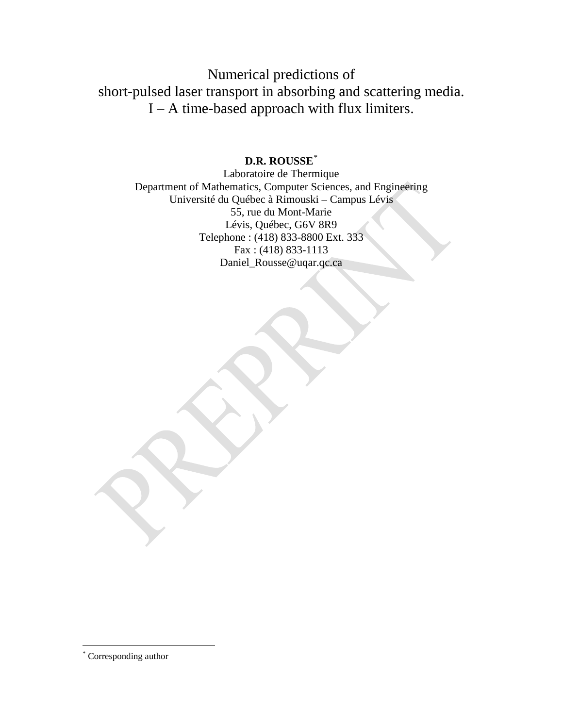# Numerical predictions of short-pulsed laser transport in absorbing and scattering media. I – A time-based approach with flux limiters.

**D.R. ROUSSE** [*]

Laboratoire de Thermique
Department of Mathematics, Computer Sciences, and Engineering
Université du Québec à Rimouski – Campus Lévis
55, rue du Mont-Marie
Lévis, Québec, G6V 8R9
Telephone : (418) 833-8800 Ext. 333
Fax : (418) 833-1113
Daniel_Rousse@uqar.qc.ca

---

[*] Corresponding author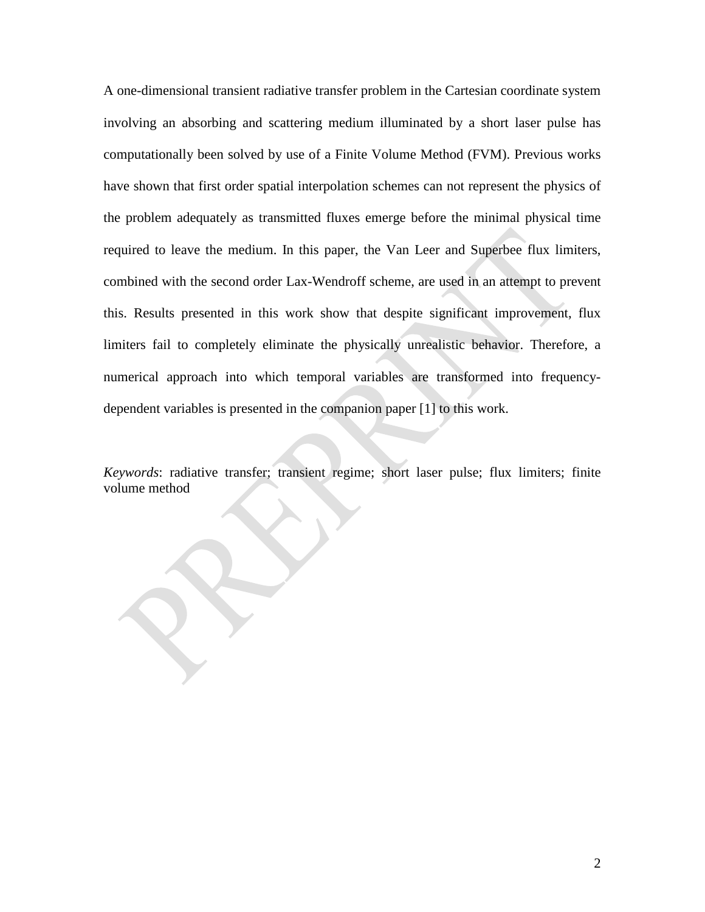A one-dimensional transient radiative transfer problem in the Cartesian coordinate system involving an absorbing and scattering medium illuminated by a short laser pulse has computationally been solved by use of a Finite Volume Method (FVM). Previous works have shown that first order spatial interpolation schemes can not represent the physics of the problem adequately as transmitted fluxes emerge before the minimal physical time required to leave the medium. In this paper, the Van Leer and Superbee flux limiters, combined with the second order Lax-Wendroff scheme, are used in an attempt to prevent this. Results presented in this work show that despite significant improvement, flux limiters fail to completely eliminate the physically unrealistic behavior. Therefore, a numerical approach into which temporal variables are transformed into frequency-dependent variables is presented in the companion paper [1] to this work.

*Keywords*: radiative transfer; transient regime; short laser pulse; flux limiters; finite volume method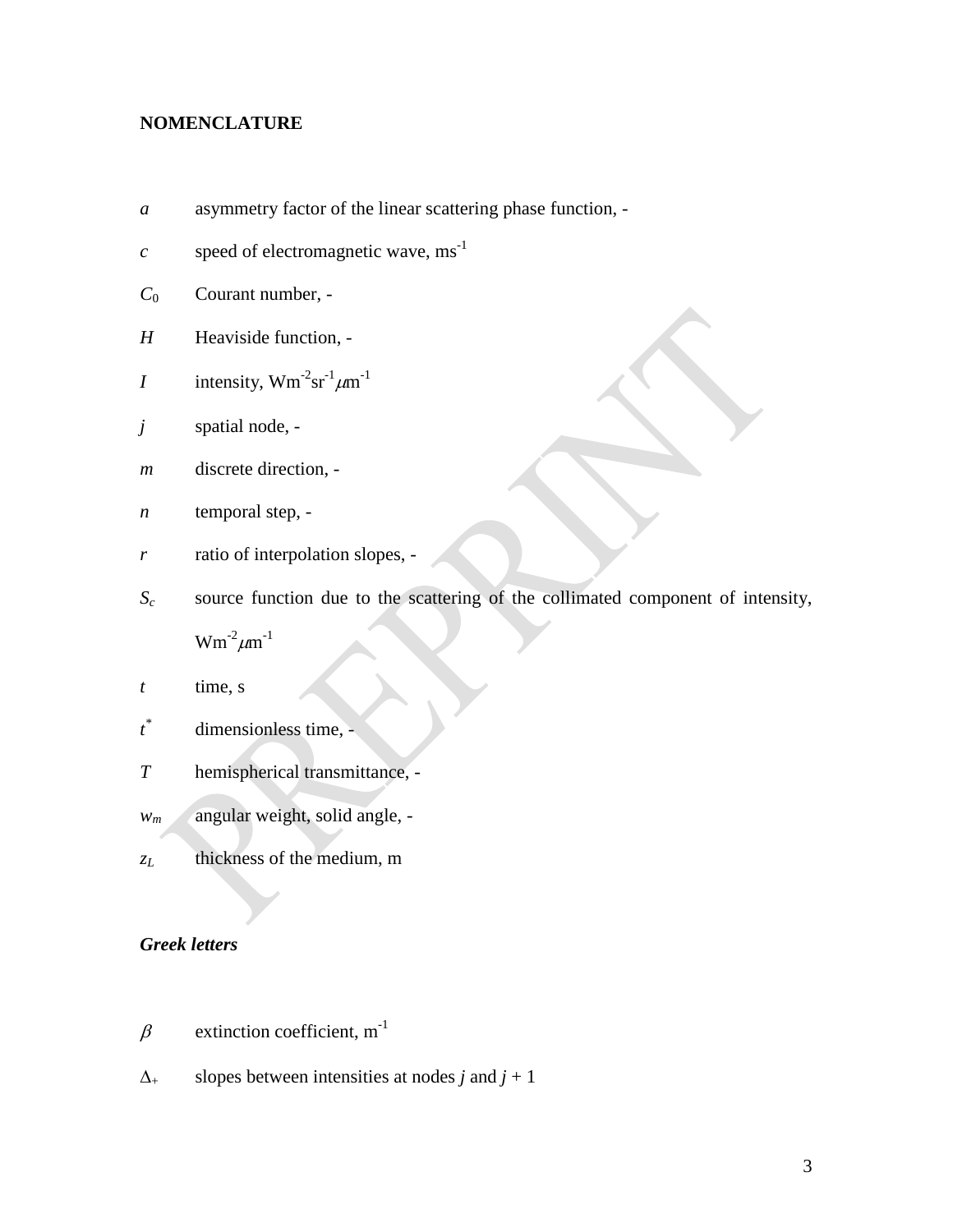**NOMENCLATURE**

$a$ asymmetry factor of the linear scattering phase function, -

$c$ speed of electromagnetic wave, $\mathrm{ms^{-1}}$

$C_0$ Courant number, -

$H$ Heaviside function, -

$I$ intensity, $\mathrm{Wm^{-2}sr^{-1}\mu m^{-1}}$

$j$ spatial node, -

$m$ discrete direction, -

$n$ temporal step, -

$r$ ratio of interpolation slopes, -

$S_c$ source function due to the scattering of the collimated component of intensity, $\mathrm{Wm^{-2}\mu m^{-1}}$

$t$ time, s

$t^*$ dimensionless time, -

$T$ hemispherical transmittance, -

$w_m$ angular weight, solid angle, -

$z_L$ thickness of the medium, m

***Greek letters***

$\beta$ extinction coefficient, $\mathrm{m^{-1}}$

$\Delta_+$ slopes between intensities at nodes $j$ and $j + 1$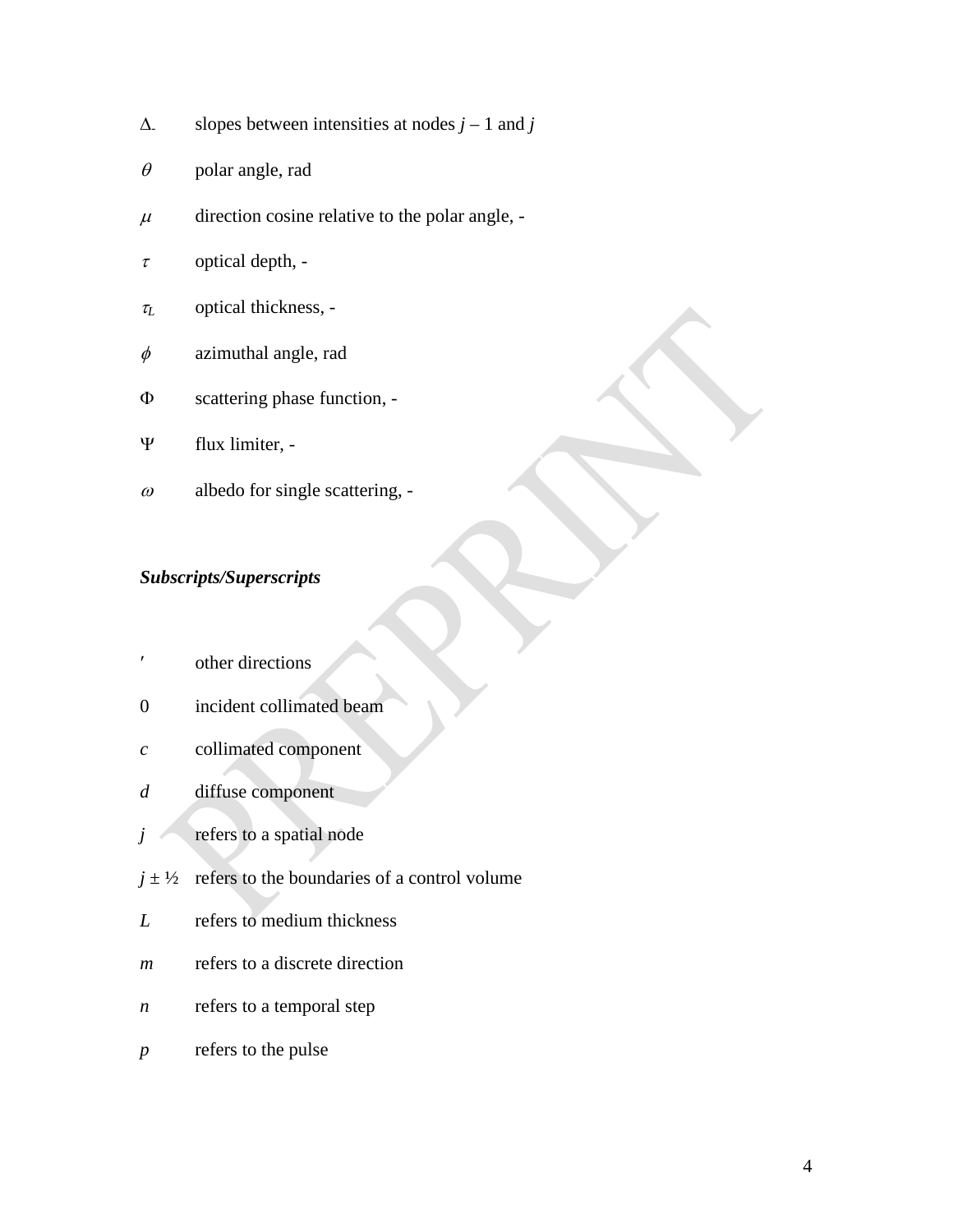$\Delta_{-}$ slopes between intensities at nodes $j - 1$ and $j$

$\theta$ polar angle, rad

$\mu$ direction cosine relative to the polar angle, -

$\tau$ optical depth, -

$\tau_L$ optical thickness, -

$\phi$ azimuthal angle, rad

$\Phi$ scattering phase function, -

$\Psi$ flux limiter, -

$\omega$ albedo for single scattering, -

***Subscripts/Superscripts***

$'$ other directions

0 incident collimated beam

*c* collimated component

*d* diffuse component

*j* refers to a spatial node

$j \pm ½$ refers to the boundaries of a control volume

*L* refers to medium thickness

*m* refers to a discrete direction

*n* refers to a temporal step

*p* refers to the pulse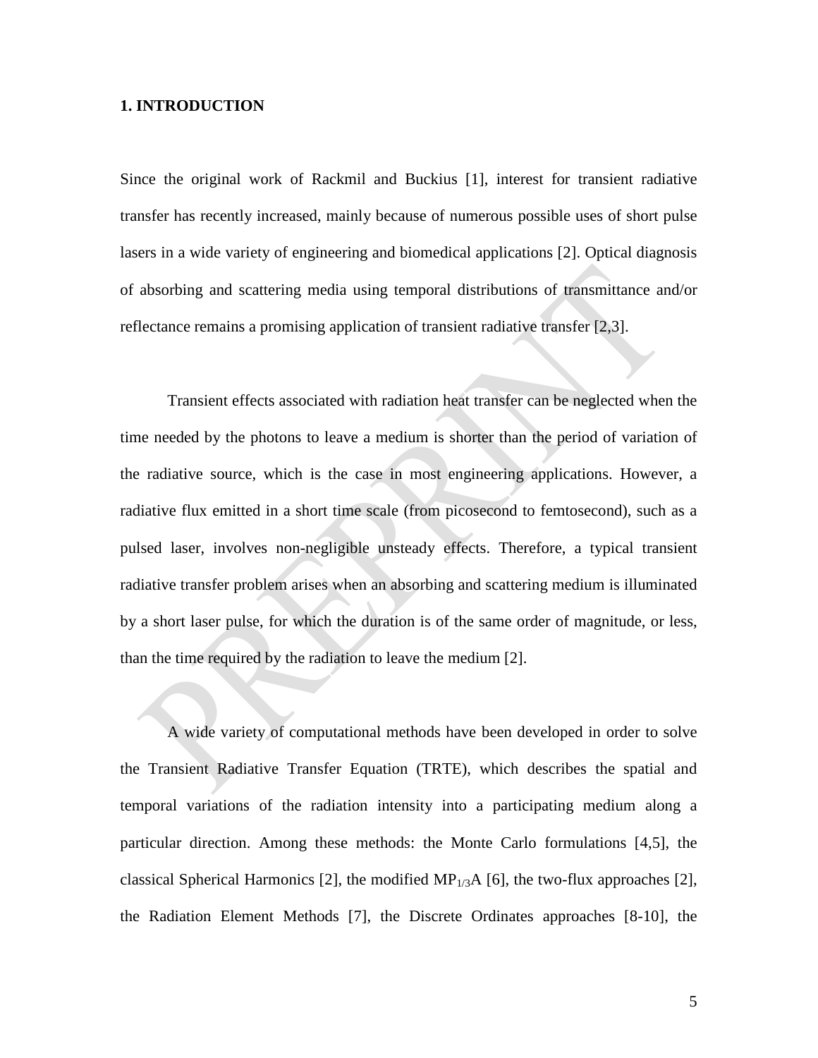## 1. INTRODUCTION

Since the original work of Rackmil and Buckius [1], interest for transient radiative transfer has recently increased, mainly because of numerous possible uses of short pulse lasers in a wide variety of engineering and biomedical applications [2]. Optical diagnosis of absorbing and scattering media using temporal distributions of transmittance and/or reflectance remains a promising application of transient radiative transfer [2,3].

Transient effects associated with radiation heat transfer can be neglected when the time needed by the photons to leave a medium is shorter than the period of variation of the radiative source, which is the case in most engineering applications. However, a radiative flux emitted in a short time scale (from picosecond to femtosecond), such as a pulsed laser, involves non-negligible unsteady effects. Therefore, a typical transient radiative transfer problem arises when an absorbing and scattering medium is illuminated by a short laser pulse, for which the duration is of the same order of magnitude, or less, than the time required by the radiation to leave the medium [2].

A wide variety of computational methods have been developed in order to solve the Transient Radiative Transfer Equation (TRTE), which describes the spatial and temporal variations of the radiation intensity into a participating medium along a particular direction. Among these methods: the Monte Carlo formulations [4,5], the classical Spherical Harmonics [2], the modified $MP_{1/3}A$ [6], the two-flux approaches [2], the Radiation Element Methods [7], the Discrete Ordinates approaches [8-10], the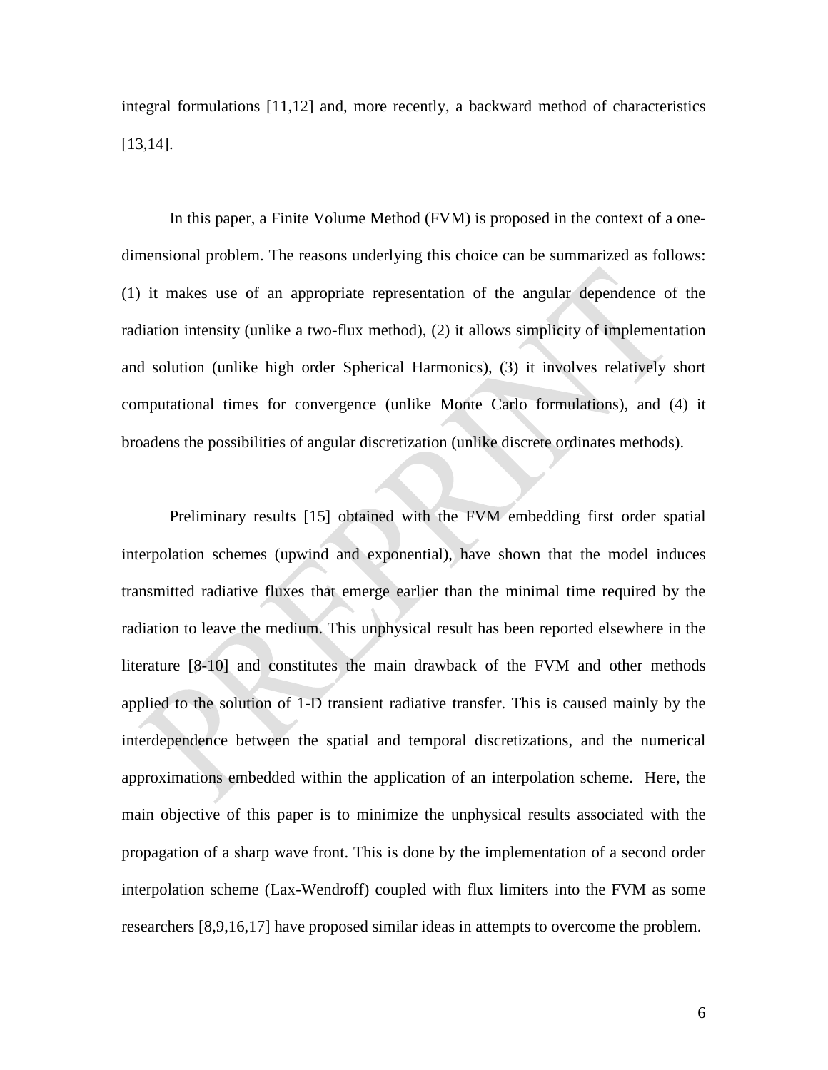integral formulations [11,12] and, more recently, a backward method of characteristics [13,14].

In this paper, a Finite Volume Method (FVM) is proposed in the context of a one-dimensional problem. The reasons underlying this choice can be summarized as follows: (1) it makes use of an appropriate representation of the angular dependence of the radiation intensity (unlike a two-flux method), (2) it allows simplicity of implementation and solution (unlike high order Spherical Harmonics), (3) it involves relatively short computational times for convergence (unlike Monte Carlo formulations), and (4) it broadens the possibilities of angular discretization (unlike discrete ordinates methods).

Preliminary results [15] obtained with the FVM embedding first order spatial interpolation schemes (upwind and exponential), have shown that the model induces transmitted radiative fluxes that emerge earlier than the minimal time required by the radiation to leave the medium. This unphysical result has been reported elsewhere in the literature [8-10] and constitutes the main drawback of the FVM and other methods applied to the solution of 1-D transient radiative transfer. This is caused mainly by the interdependence between the spatial and temporal discretizations, and the numerical approximations embedded within the application of an interpolation scheme. Here, the main objective of this paper is to minimize the unphysical results associated with the propagation of a sharp wave front. This is done by the implementation of a second order interpolation scheme (Lax-Wendroff) coupled with flux limiters into the FVM as some researchers [8,9,16,17] have proposed similar ideas in attempts to overcome the problem.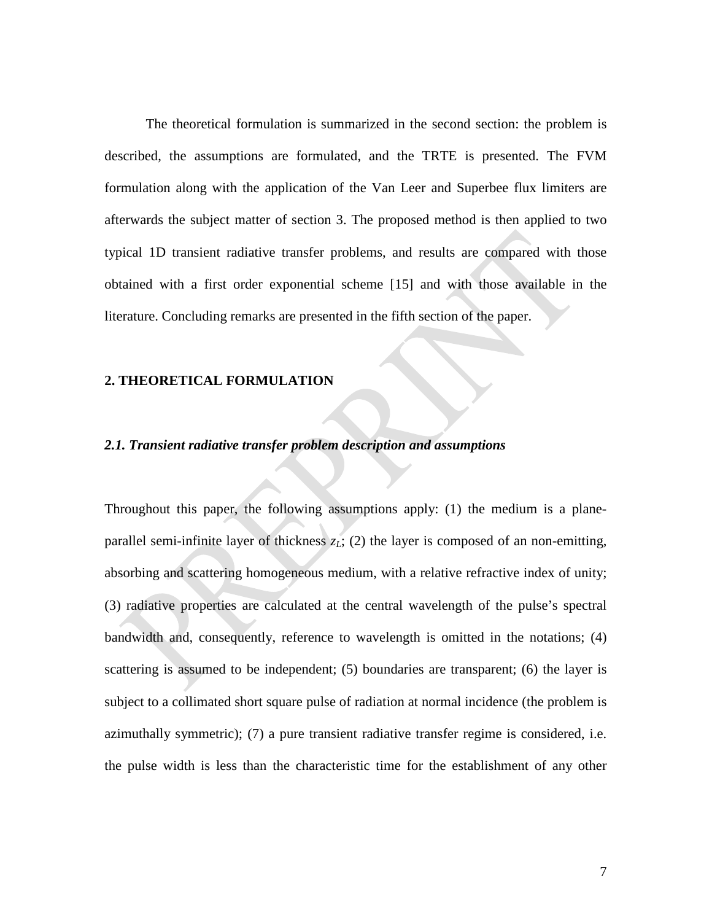The theoretical formulation is summarized in the second section: the problem is described, the assumptions are formulated, and the TRTE is presented. The FVM formulation along with the application of the Van Leer and Superbee flux limiters are afterwards the subject matter of section 3. The proposed method is then applied to two typical 1D transient radiative transfer problems, and results are compared with those obtained with a first order exponential scheme [15] and with those available in the literature. Concluding remarks are presented in the fifth section of the paper.

## 2. THEORETICAL FORMULATION

### *2.1. Transient radiative transfer problem description and assumptions*

Throughout this paper, the following assumptions apply: (1) the medium is a plane-parallel semi-infinite layer of thickness $z_L$; (2) the layer is composed of an non-emitting, absorbing and scattering homogeneous medium, with a relative refractive index of unity; (3) radiative properties are calculated at the central wavelength of the pulse's spectral bandwidth and, consequently, reference to wavelength is omitted in the notations; (4) scattering is assumed to be independent; (5) boundaries are transparent; (6) the layer is subject to a collimated short square pulse of radiation at normal incidence (the problem is azimuthally symmetric); (7) a pure transient radiative transfer regime is considered, i.e. the pulse width is less than the characteristic time for the establishment of any other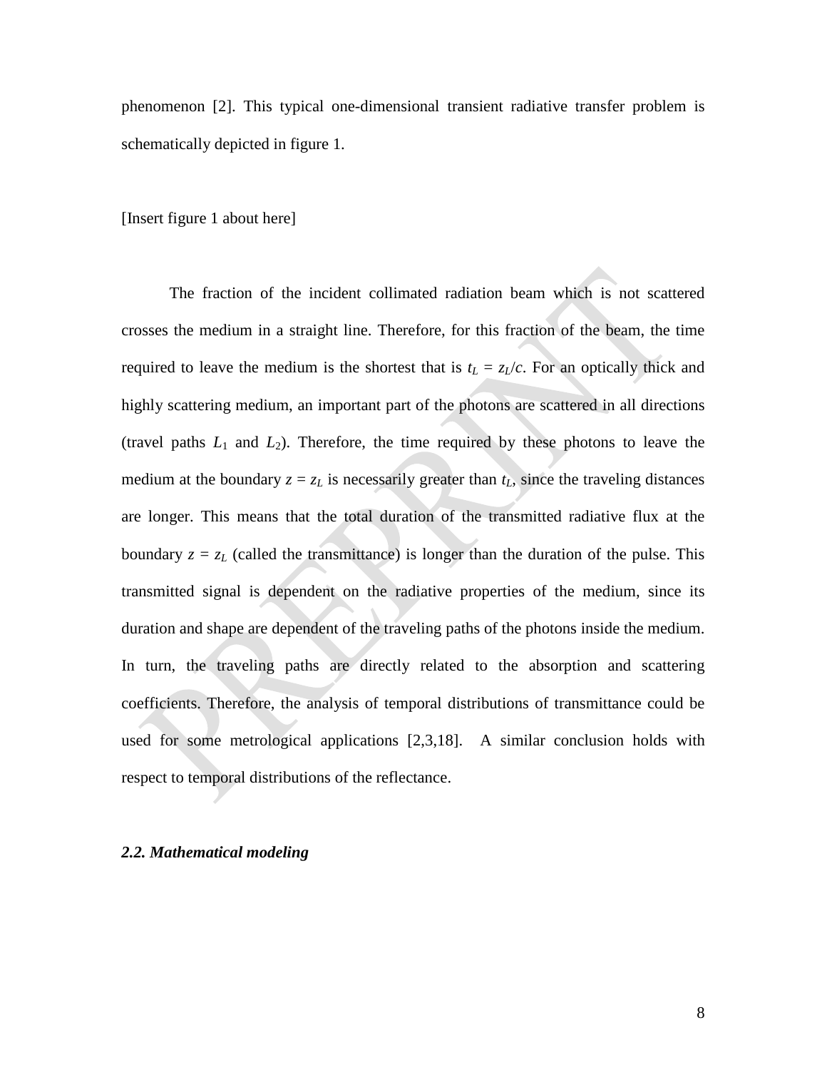phenomenon [2]. This typical one-dimensional transient radiative transfer problem is schematically depicted in figure 1.

[Insert figure 1 about here]

The fraction of the incident collimated radiation beam which is not scattered crosses the medium in a straight line. Therefore, for this fraction of the beam, the time required to leave the medium is the shortest that is $t_L = z_L/c$. For an optically thick and highly scattering medium, an important part of the photons are scattered in all directions (travel paths $L_1$ and $L_2$). Therefore, the time required by these photons to leave the medium at the boundary $z = z_L$ is necessarily greater than $t_L$, since the traveling distances are longer. This means that the total duration of the transmitted radiative flux at the boundary $z = z_L$ (called the transmittance) is longer than the duration of the pulse. This transmitted signal is dependent on the radiative properties of the medium, since its duration and shape are dependent of the traveling paths of the photons inside the medium. In turn, the traveling paths are directly related to the absorption and scattering coefficients. Therefore, the analysis of temporal distributions of transmittance could be used for some metrological applications [2,3,18]. A similar conclusion holds with respect to temporal distributions of the reflectance.

### *2.2. Mathematical modeling*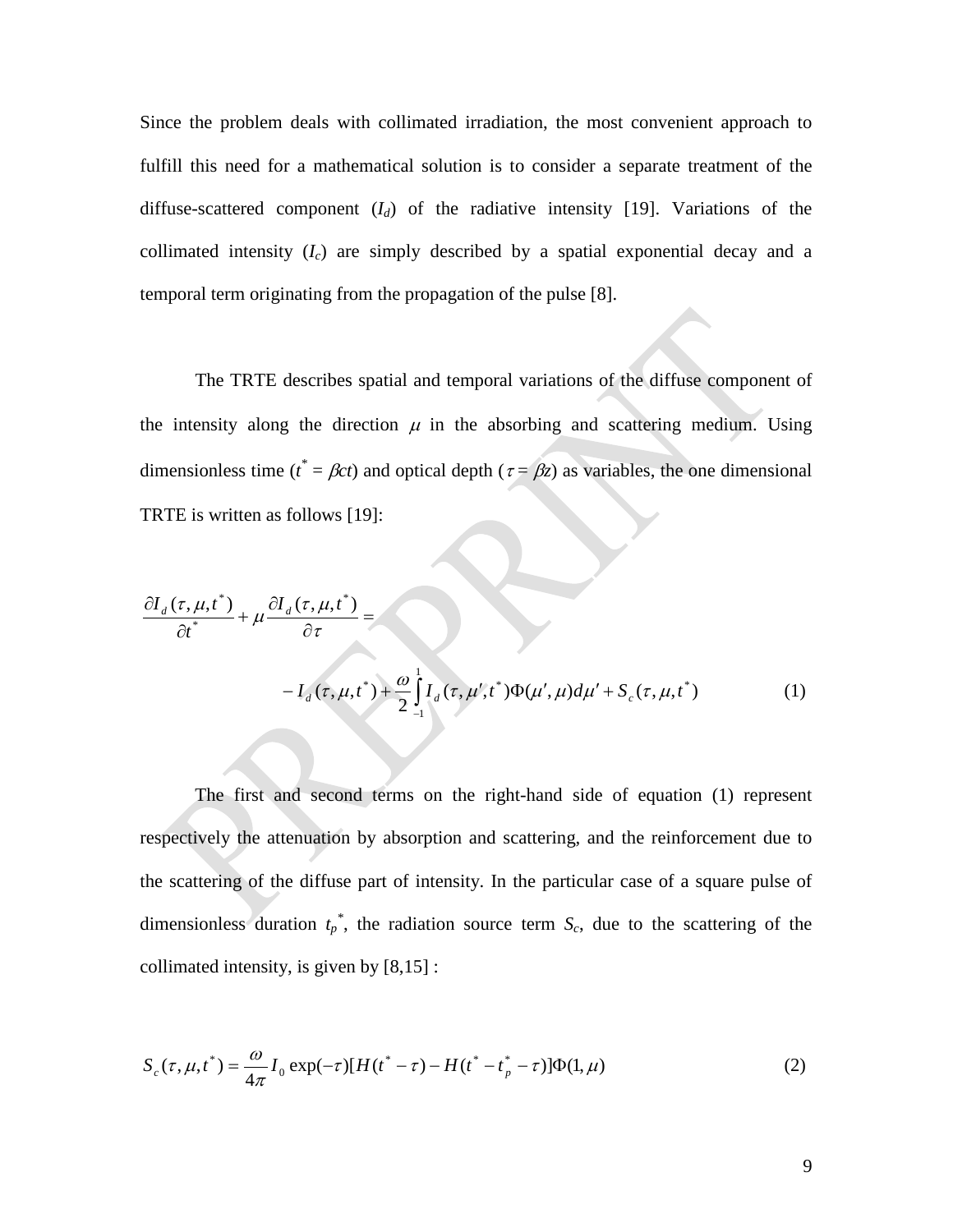Since the problem deals with collimated irradiation, the most convenient approach to fulfill this need for a mathematical solution is to consider a separate treatment of the diffuse-scattered component ($I_d$) of the radiative intensity [19]. Variations of the collimated intensity ($I_c$) are simply described by a spatial exponential decay and a temporal term originating from the propagation of the pulse [8].

The TRTE describes spatial and temporal variations of the diffuse component of the intensity along the direction $\mu$ in the absorbing and scattering medium. Using dimensionless time ($t^* = \beta ct$) and optical depth ($\tau = \beta z$) as variables, the one dimensional TRTE is written as follows [19]:

$$\frac{\partial I_d(\tau,\mu,t^*)}{\partial t^*} + \mu \frac{\partial I_d(\tau,\mu,t^*)}{\partial \tau} = - I_d(\tau,\mu,t^*) + \frac{\omega}{2}\int_{-1}^{1} I_d(\tau,\mu',t^*)\Phi(\mu',\mu)d\mu' + S_c(\tau,\mu,t^*) \tag{1}$$

The first and second terms on the right-hand side of equation (1) represent respectively the attenuation by absorption and scattering, and the reinforcement due to the scattering of the diffuse part of intensity. In the particular case of a square pulse of dimensionless duration $t_p^*$, the radiation source term $S_c$, due to the scattering of the collimated intensity, is given by [8,15] :

$$S_c(\tau,\mu,t^*) = \frac{\omega}{4\pi} I_0 \exp(-\tau)[H(t^* - \tau) - H(t^* - t_p^* - \tau)]\Phi(1,\mu) \tag{2}$$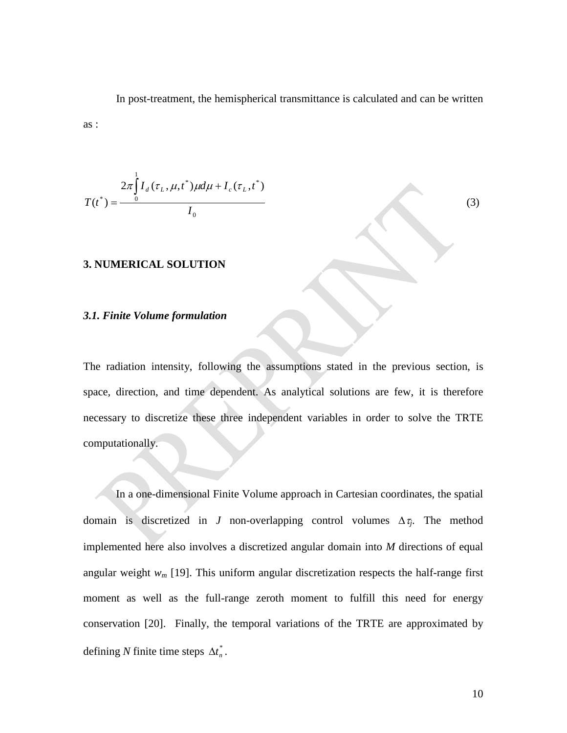In post-treatment, the hemispherical transmittance is calculated and can be written as :

$$T(t^*) = \frac{2\pi \int_0^1 I_d(\tau_L, \mu, t^*)\mu d\mu + I_c(\tau_L, t^*)}{I_0} \tag{3}$$

### 3. NUMERICAL SOLUTION

#### *3.1. Finite Volume formulation*

The radiation intensity, following the assumptions stated in the previous section, is space, direction, and time dependent. As analytical solutions are few, it is therefore necessary to discretize these three independent variables in order to solve the TRTE computationally.

In a one-dimensional Finite Volume approach in Cartesian coordinates, the spatial domain is discretized in $J$ non-overlapping control volumes $\Delta\tau_j$. The method implemented here also involves a discretized angular domain into $M$ directions of equal angular weight $w_m$ [19]. This uniform angular discretization respects the half-range first moment as well as the full-range zeroth moment to fulfill this need for energy conservation [20]. Finally, the temporal variations of the TRTE are approximated by defining $N$ finite time steps $\Delta t_n^*$.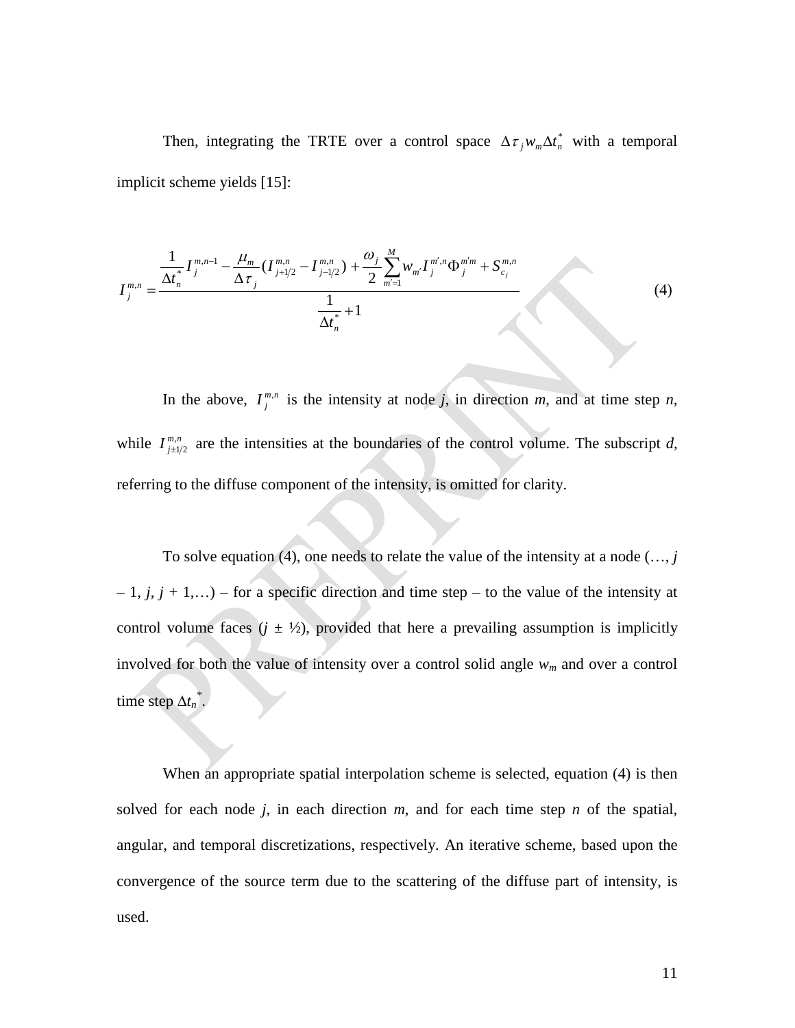Then, integrating the TRTE over a control space $\Delta\tau_j w_m \Delta t_n^*$ with a temporal implicit scheme yields [15]:

$$
I_j^{m,n} = \frac{\dfrac{1}{\Delta t_n^*} I_j^{m,n-1} - \dfrac{\mu_m}{\Delta \tau_j}\left(I_{j+1/2}^{m,n} - I_{j-1/2}^{m,n}\right) + \dfrac{\omega_j}{2}\sum_{m'=1}^{M} w_{m'} I_j^{m',n} \Phi_j^{m'm} + S_{c_j}^{m,n}}{\dfrac{1}{\Delta t_n^*} + 1} \tag{4}
$$

In the above, $I_j^{m,n}$ is the intensity at node $j$, in direction $m$, and at time step $n$, while $I_{j\pm1/2}^{m,n}$ are the intensities at the boundaries of the control volume. The subscript $d$, referring to the diffuse component of the intensity, is omitted for clarity.

To solve equation (4), one needs to relate the value of the intensity at a node (…, $j - 1$, $j$, $j + 1$,…) – for a specific direction and time step – to the value of the intensity at control volume faces ($j \pm$ ½), provided that here a prevailing assumption is implicitly involved for both the value of intensity over a control solid angle $w_m$ and over a control time step $\Delta t_n^*$.

When an appropriate spatial interpolation scheme is selected, equation (4) is then solved for each node $j$, in each direction $m$, and for each time step $n$ of the spatial, angular, and temporal discretizations, respectively. An iterative scheme, based upon the convergence of the source term due to the scattering of the diffuse part of intensity, is used.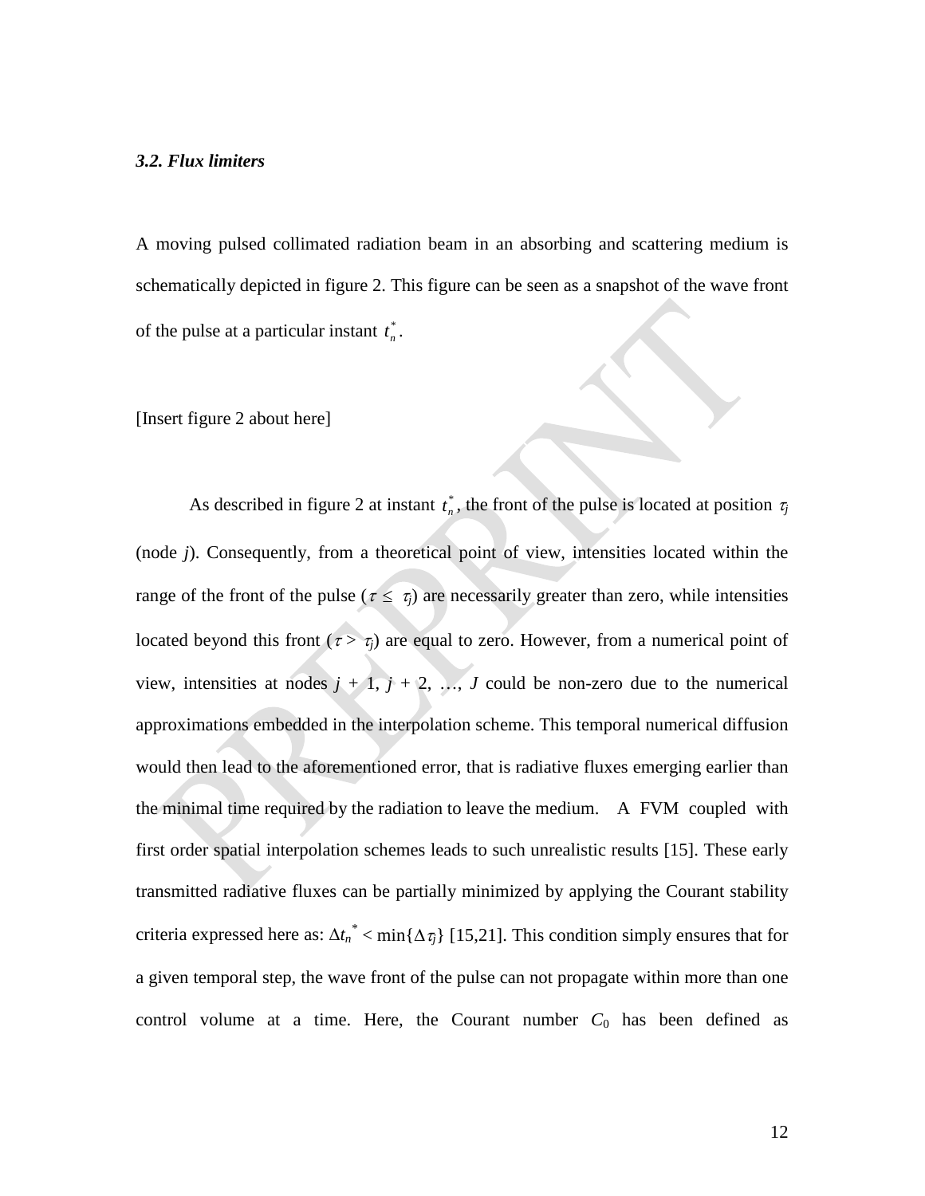### *3.2. Flux limiters*

A moving pulsed collimated radiation beam in an absorbing and scattering medium is schematically depicted in figure 2. This figure can be seen as a snapshot of the wave front of the pulse at a particular instant $t_n^*$.

[Insert figure 2 about here]

As described in figure 2 at instant $t_n^*$, the front of the pulse is located at position $\tau_j$ (node $j$). Consequently, from a theoretical point of view, intensities located within the range of the front of the pulse ($\tau \leq \tau_j$) are necessarily greater than zero, while intensities located beyond this front ($\tau > \tau_j$) are equal to zero. However, from a numerical point of view, intensities at nodes $j$ + 1, $j$ + 2, …, $J$ could be non-zero due to the numerical approximations embedded in the interpolation scheme. This temporal numerical diffusion would then lead to the aforementioned error, that is radiative fluxes emerging earlier than the minimal time required by the radiation to leave the medium. A FVM coupled with first order spatial interpolation schemes leads to such unrealistic results [15]. These early transmitted radiative fluxes can be partially minimized by applying the Courant stability criteria expressed here as: $\Delta t_n^* < \min\{\Delta \tau_j\}$ [15,21]. This condition simply ensures that for a given temporal step, the wave front of the pulse can not propagate within more than one control volume at a time. Here, the Courant number $C_0$ has been defined as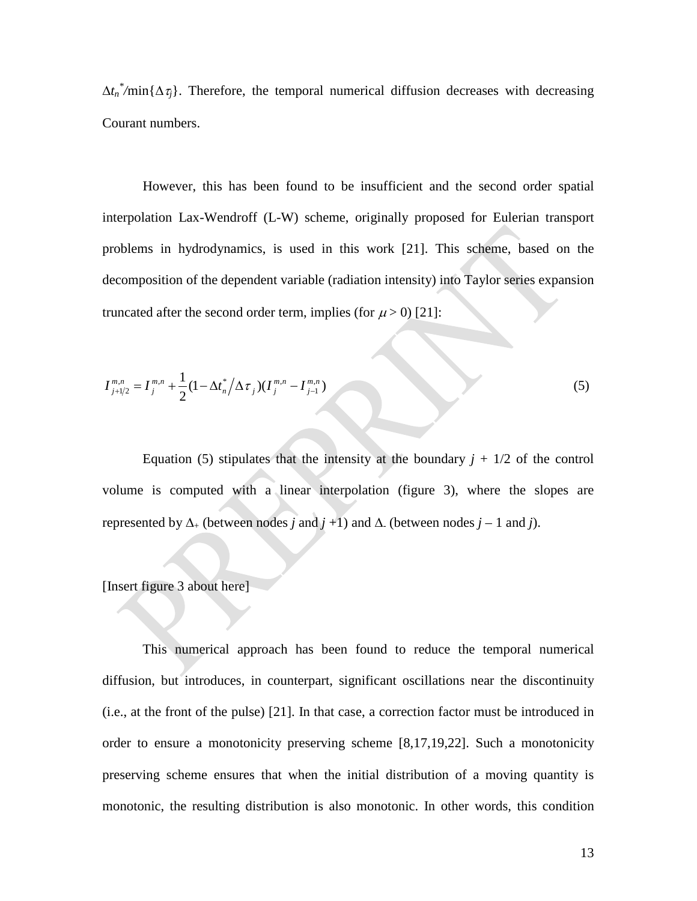$\Delta t_n^*/\min\{\Delta\tau_j\}$. Therefore, the temporal numerical diffusion decreases with decreasing Courant numbers.

However, this has been found to be insufficient and the second order spatial interpolation Lax-Wendroff (L-W) scheme, originally proposed for Eulerian transport problems in hydrodynamics, is used in this work [21]. This scheme, based on the decomposition of the dependent variable (radiation intensity) into Taylor series expansion truncated after the second order term, implies (for $\mu > 0$) [21]:

$$I_{j+1/2}^{m,n} = I_j^{m,n} + \frac{1}{2}(1 - \Delta t_n^* / \Delta\tau_j)(I_j^{m,n} - I_{j-1}^{m,n}) \tag{5}$$

Equation (5) stipulates that the intensity at the boundary $j + 1/2$ of the control volume is computed with a linear interpolation (figure 3), where the slopes are represented by $\Delta_+$ (between nodes $j$ and $j+1$) and $\Delta_-$ (between nodes $j-1$ and $j$).

[Insert figure 3 about here]

This numerical approach has been found to reduce the temporal numerical diffusion, but introduces, in counterpart, significant oscillations near the discontinuity (i.e., at the front of the pulse) [21]. In that case, a correction factor must be introduced in order to ensure a monotonicity preserving scheme [8,17,19,22]. Such a monotonicity preserving scheme ensures that when the initial distribution of a moving quantity is monotonic, the resulting distribution is also monotonic. In other words, this condition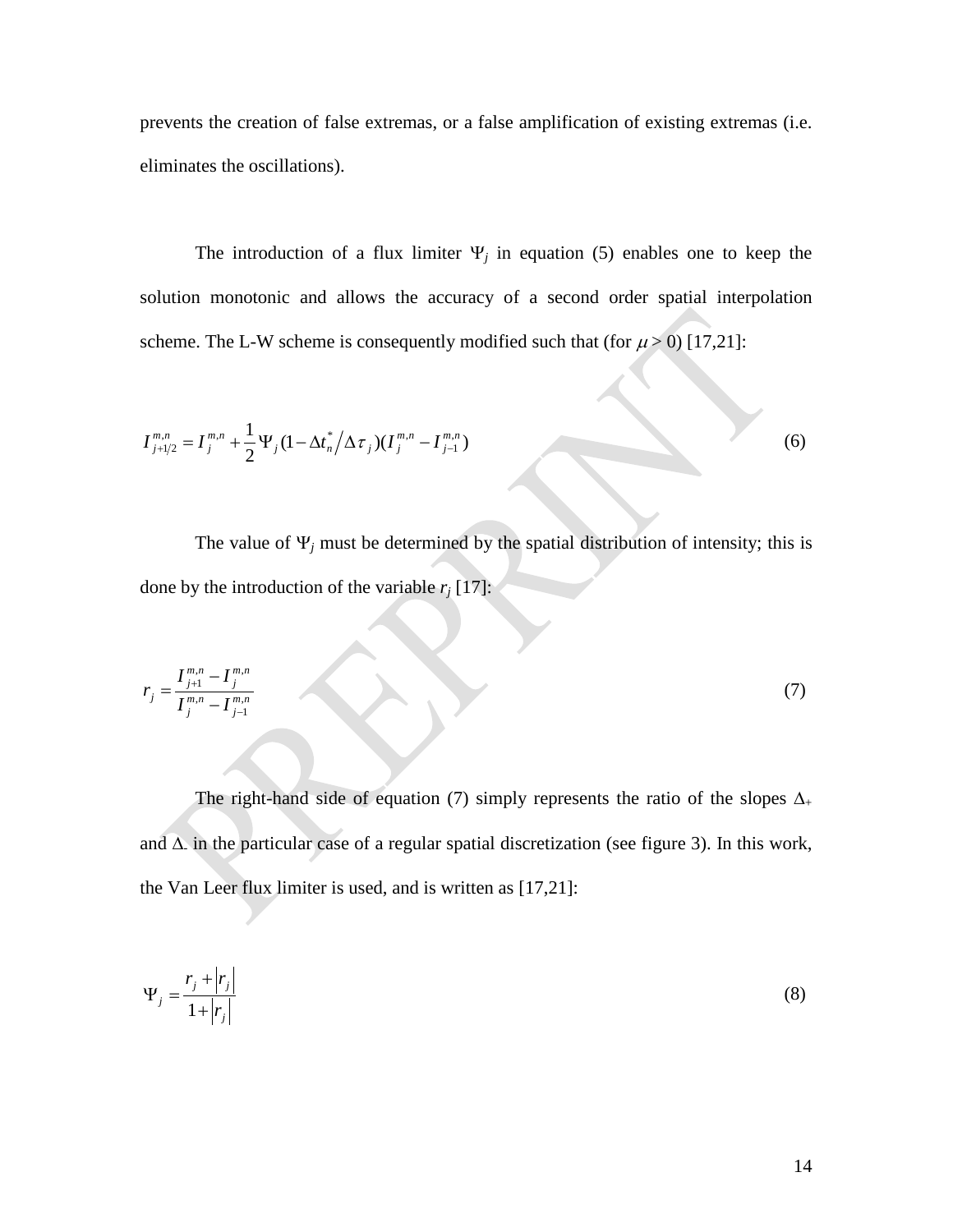prevents the creation of false extremas, or a false amplification of existing extremas (i.e. eliminates the oscillations).

The introduction of a flux limiter $\Psi_j$ in equation (5) enables one to keep the solution monotonic and allows the accuracy of a second order spatial interpolation scheme. The L-W scheme is consequently modified such that (for $\mu > 0$) [17,21]:

$$I_{j+1/2}^{m,n} = I_j^{m,n} + \frac{1}{2}\Psi_j(1 - \Delta t_n^* / \Delta\tau_j)(I_j^{m,n} - I_{j-1}^{m,n}) \tag{6}$$

The value of $\Psi_j$ must be determined by the spatial distribution of intensity; this is done by the introduction of the variable $r_j$ [17]:

$$r_j = \frac{I_{j+1}^{m,n} - I_j^{m,n}}{I_j^{m,n} - I_{j-1}^{m,n}} \tag{7}$$

The right-hand side of equation (7) simply represents the ratio of the slopes $\Delta_+$ and $\Delta_-$ in the particular case of a regular spatial discretization (see figure 3). In this work, the Van Leer flux limiter is used, and is written as [17,21]:

$$\Psi_j = \frac{r_j + |r_j|}{1 + |r_j|} \tag{8}$$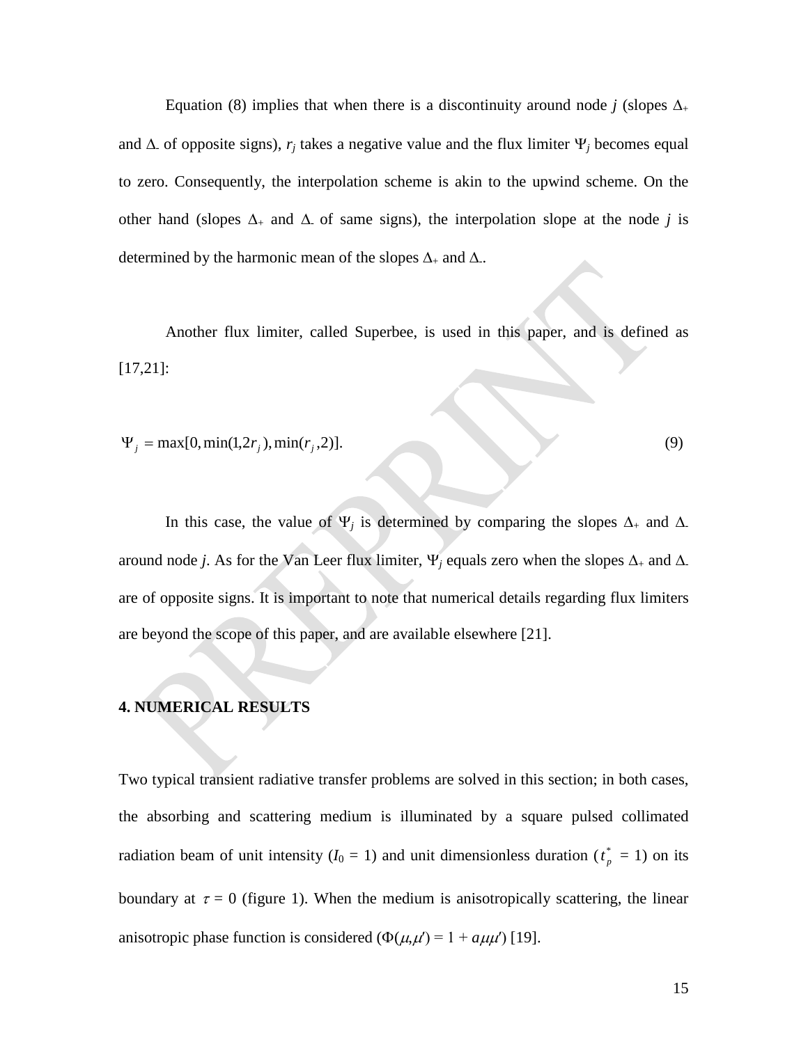Equation (8) implies that when there is a discontinuity around node *j* (slopes $\Delta_+$ and $\Delta_-$ of opposite signs), $r_j$ takes a negative value and the flux limiter $\Psi_j$ becomes equal to zero. Consequently, the interpolation scheme is akin to the upwind scheme. On the other hand (slopes $\Delta_+$ and $\Delta_-$ of same signs), the interpolation slope at the node *j* is determined by the harmonic mean of the slopes $\Delta_+$ and $\Delta_-$.

Another flux limiter, called Superbee, is used in this paper, and is defined as [17,21]:

$$\Psi_j = \max[0, \min(1, 2r_j), \min(r_j, 2)]. \tag{9}$$

In this case, the value of $\Psi_j$ is determined by comparing the slopes $\Delta_+$ and $\Delta_-$ around node *j*. As for the Van Leer flux limiter, $\Psi_j$ equals zero when the slopes $\Delta_+$ and $\Delta_-$ are of opposite signs. It is important to note that numerical details regarding flux limiters are beyond the scope of this paper, and are available elsewhere [21].

## 4. NUMERICAL RESULTS

Two typical transient radiative transfer problems are solved in this section; in both cases, the absorbing and scattering medium is illuminated by a square pulsed collimated radiation beam of unit intensity ($I_0 = 1$) and unit dimensionless duration ($t_p^* = 1$) on its boundary at $\tau = 0$ (figure 1). When the medium is anisotropically scattering, the linear anisotropic phase function is considered ($\Phi(\mu,\mu') = 1 + a\mu\mu'$) [19].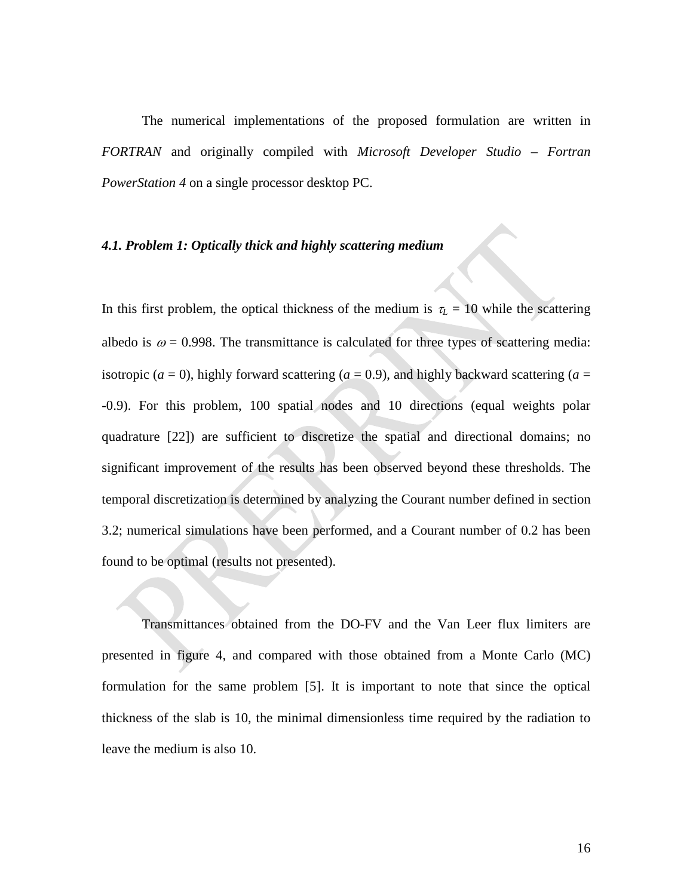The numerical implementations of the proposed formulation are written in *FORTRAN* and originally compiled with *Microsoft Developer Studio – Fortran PowerStation 4* on a single processor desktop PC.

### *4.1. Problem 1: Optically thick and highly scattering medium*

In this first problem, the optical thickness of the medium is $\tau_L$ = 10 while the scattering albedo is $\omega$ = 0.998. The transmittance is calculated for three types of scattering media: isotropic (*a* = 0), highly forward scattering (*a* = 0.9), and highly backward scattering (*a* = -0.9). For this problem, 100 spatial nodes and 10 directions (equal weights polar quadrature [22]) are sufficient to discretize the spatial and directional domains; no significant improvement of the results has been observed beyond these thresholds. The temporal discretization is determined by analyzing the Courant number defined in section 3.2; numerical simulations have been performed, and a Courant number of 0.2 has been found to be optimal (results not presented).

Transmittances obtained from the DO-FV and the Van Leer flux limiters are presented in figure 4, and compared with those obtained from a Monte Carlo (MC) formulation for the same problem [5]. It is important to note that since the optical thickness of the slab is 10, the minimal dimensionless time required by the radiation to leave the medium is also 10.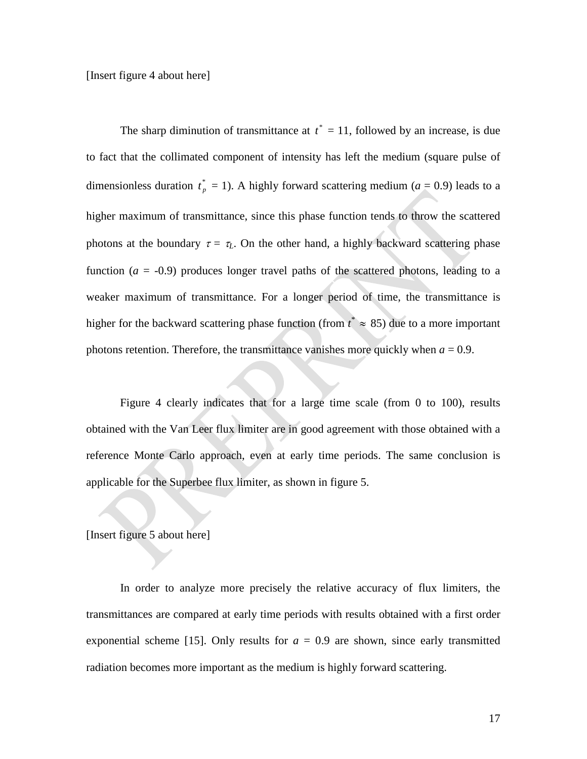[Insert figure 4 about here]

The sharp diminution of transmittance at $t^* = 11$, followed by an increase, is due to fact that the collimated component of intensity has left the medium (square pulse of dimensionless duration $t_p^* = 1$). A highly forward scattering medium ($a = 0.9$) leads to a higher maximum of transmittance, since this phase function tends to throw the scattered photons at the boundary $\tau = \tau_L$. On the other hand, a highly backward scattering phase function ($a = -0.9$) produces longer travel paths of the scattered photons, leading to a weaker maximum of transmittance. For a longer period of time, the transmittance is higher for the backward scattering phase function (from $t^* \approx 85$) due to a more important photons retention. Therefore, the transmittance vanishes more quickly when $a = 0.9$.

Figure 4 clearly indicates that for a large time scale (from 0 to 100), results obtained with the Van Leer flux limiter are in good agreement with those obtained with a reference Monte Carlo approach, even at early time periods. The same conclusion is applicable for the Superbee flux limiter, as shown in figure 5.

[Insert figure 5 about here]

In order to analyze more precisely the relative accuracy of flux limiters, the transmittances are compared at early time periods with results obtained with a first order exponential scheme [15]. Only results for $a = 0.9$ are shown, since early transmitted radiation becomes more important as the medium is highly forward scattering.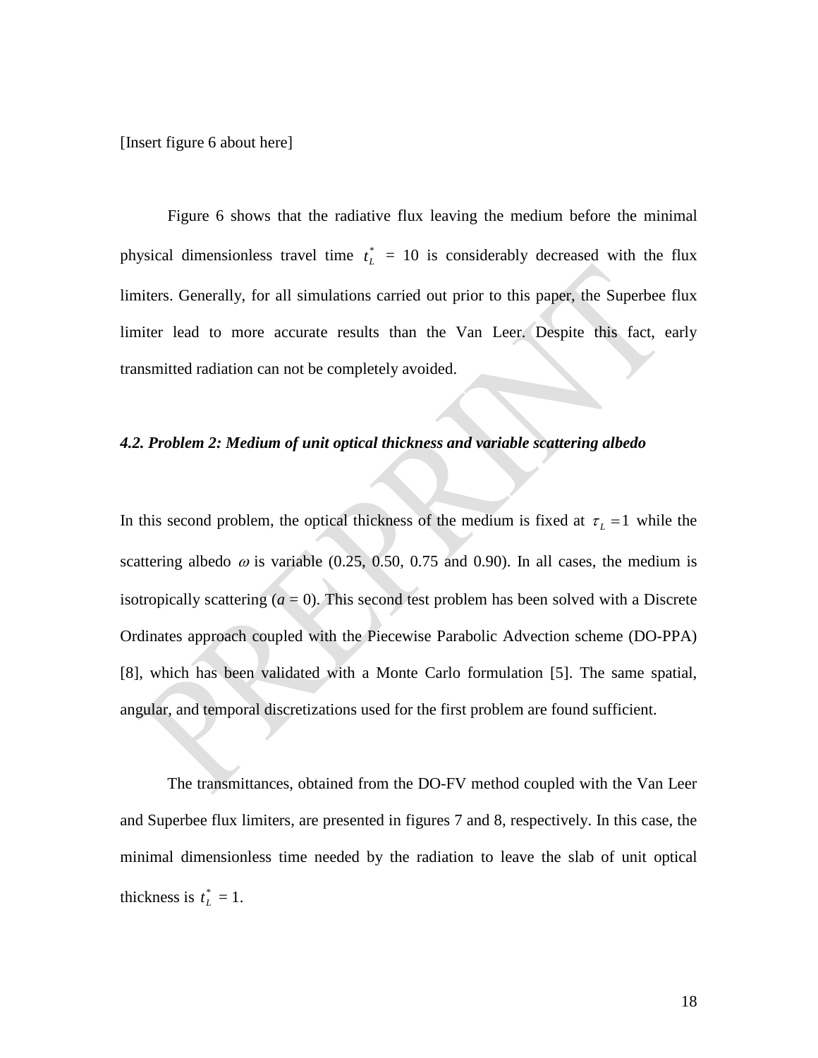[Insert figure 6 about here]

Figure 6 shows that the radiative flux leaving the medium before the minimal physical dimensionless travel time $t_L^* = 10$ is considerably decreased with the flux limiters. Generally, for all simulations carried out prior to this paper, the Superbee flux limiter lead to more accurate results than the Van Leer. Despite this fact, early transmitted radiation can not be completely avoided.

### *4.2. Problem 2: Medium of unit optical thickness and variable scattering albedo*

In this second problem, the optical thickness of the medium is fixed at $\tau_L = 1$ while the scattering albedo $\omega$ is variable (0.25, 0.50, 0.75 and 0.90). In all cases, the medium is isotropically scattering ($a$ = 0). This second test problem has been solved with a Discrete Ordinates approach coupled with the Piecewise Parabolic Advection scheme (DO-PPA) [8], which has been validated with a Monte Carlo formulation [5]. The same spatial, angular, and temporal discretizations used for the first problem are found sufficient.

The transmittances, obtained from the DO-FV method coupled with the Van Leer and Superbee flux limiters, are presented in figures 7 and 8, respectively. In this case, the minimal dimensionless time needed by the radiation to leave the slab of unit optical thickness is $t_L^* = 1$.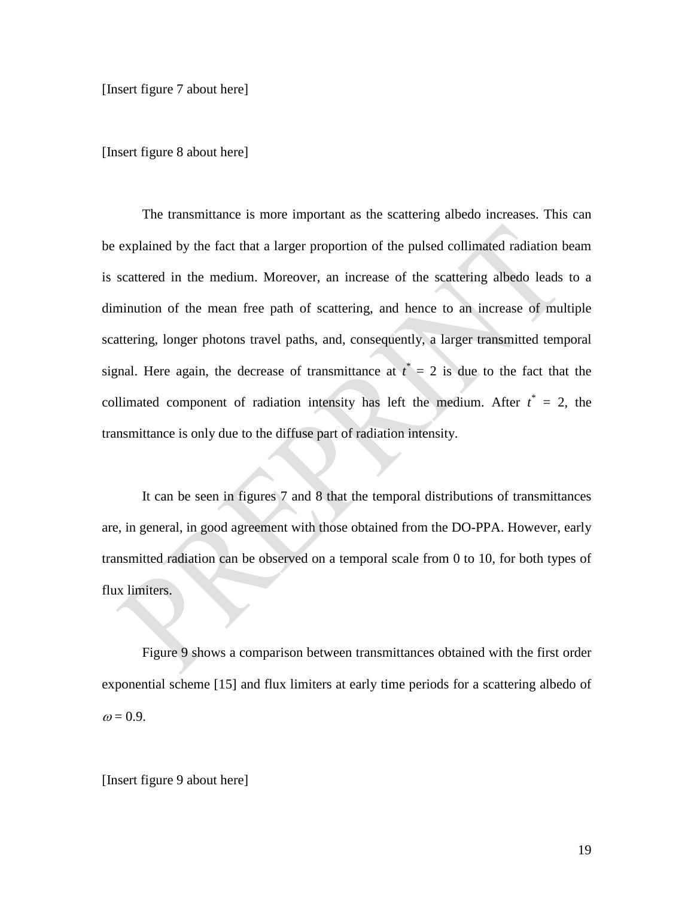[Insert figure 7 about here]

[Insert figure 8 about here]

The transmittance is more important as the scattering albedo increases. This can be explained by the fact that a larger proportion of the pulsed collimated radiation beam is scattered in the medium. Moreover, an increase of the scattering albedo leads to a diminution of the mean free path of scattering, and hence to an increase of multiple scattering, longer photons travel paths, and, consequently, a larger transmitted temporal signal. Here again, the decrease of transmittance at $t^* = 2$ is due to the fact that the collimated component of radiation intensity has left the medium. After $t^* = 2$, the transmittance is only due to the diffuse part of radiation intensity.

It can be seen in figures 7 and 8 that the temporal distributions of transmittances are, in general, in good agreement with those obtained from the DO-PPA. However, early transmitted radiation can be observed on a temporal scale from 0 to 10, for both types of flux limiters.

Figure 9 shows a comparison between transmittances obtained with the first order exponential scheme [15] and flux limiters at early time periods for a scattering albedo of $\omega = 0.9$.

[Insert figure 9 about here]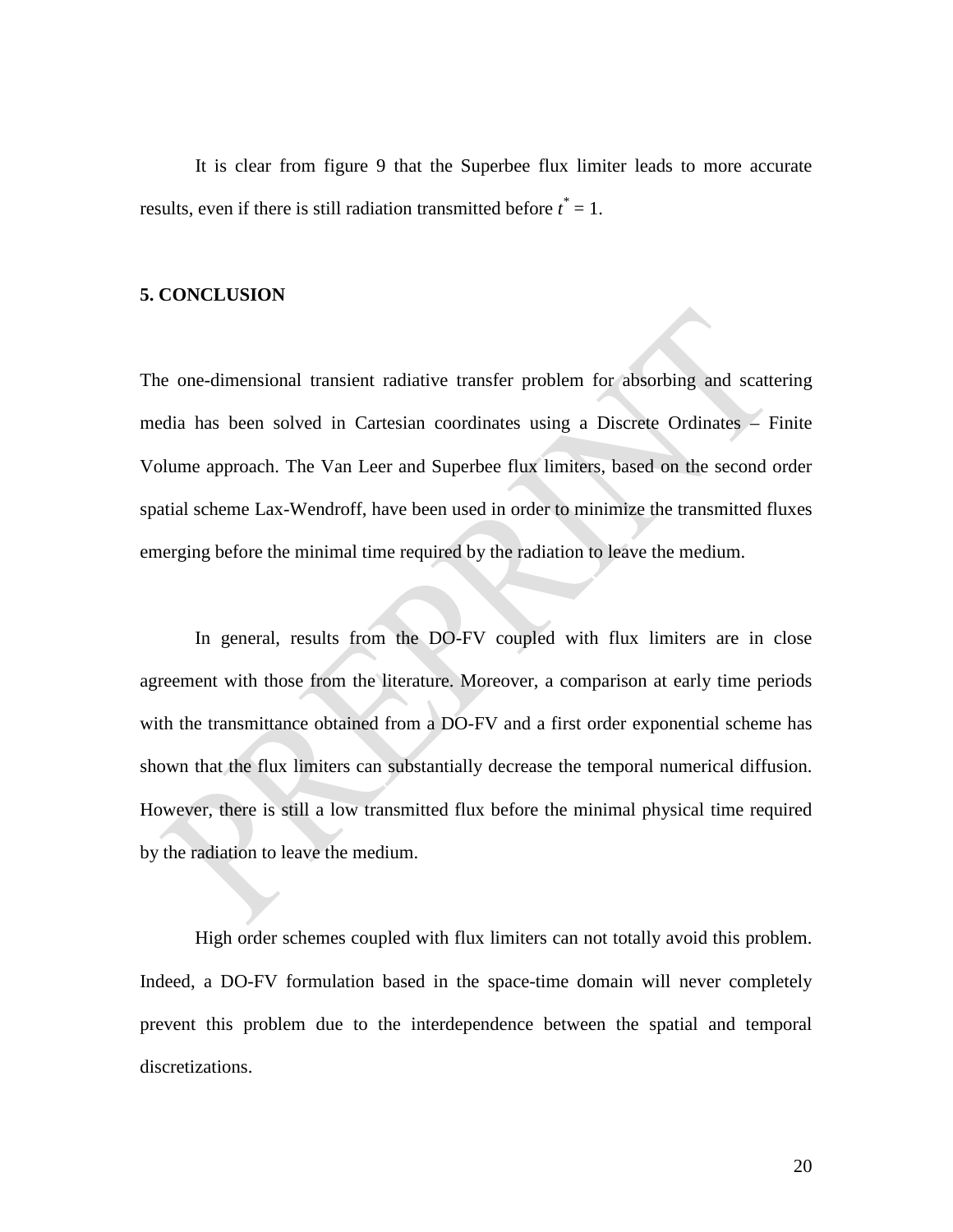It is clear from figure 9 that the Superbee flux limiter leads to more accurate results, even if there is still radiation transmitted before $t^* = 1$.

## 5. CONCLUSION

The one-dimensional transient radiative transfer problem for absorbing and scattering media has been solved in Cartesian coordinates using a Discrete Ordinates – Finite Volume approach. The Van Leer and Superbee flux limiters, based on the second order spatial scheme Lax-Wendroff, have been used in order to minimize the transmitted fluxes emerging before the minimal time required by the radiation to leave the medium.

In general, results from the DO-FV coupled with flux limiters are in close agreement with those from the literature. Moreover, a comparison at early time periods with the transmittance obtained from a DO-FV and a first order exponential scheme has shown that the flux limiters can substantially decrease the temporal numerical diffusion. However, there is still a low transmitted flux before the minimal physical time required by the radiation to leave the medium.

High order schemes coupled with flux limiters can not totally avoid this problem. Indeed, a DO-FV formulation based in the space-time domain will never completely prevent this problem due to the interdependence between the spatial and temporal discretizations.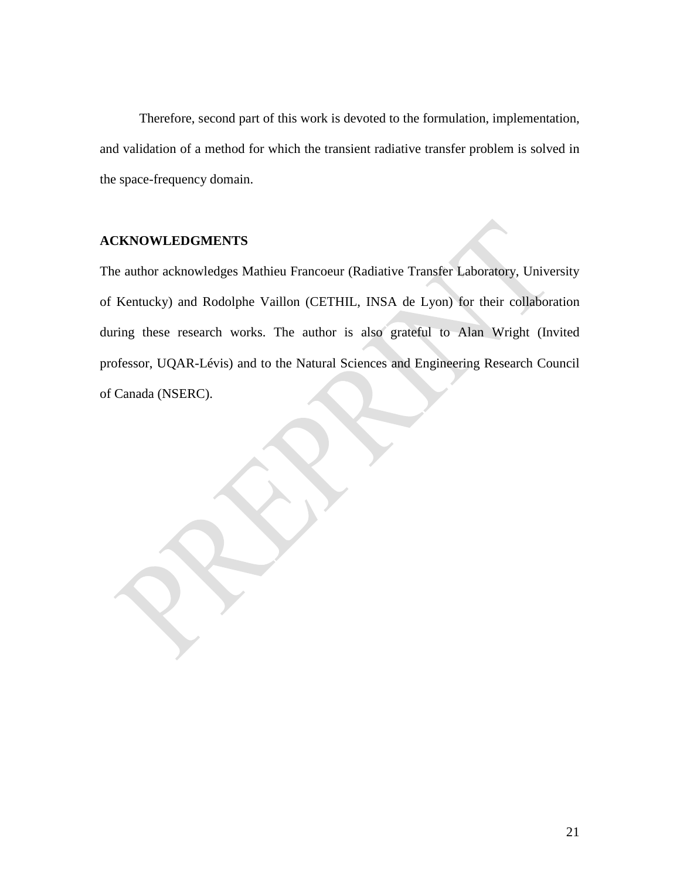Therefore, second part of this work is devoted to the formulation, implementation, and validation of a method for which the transient radiative transfer problem is solved in the space-frequency domain.

## ACKNOWLEDGMENTS

The author acknowledges Mathieu Francoeur (Radiative Transfer Laboratory, University of Kentucky) and Rodolphe Vaillon (CETHIL, INSA de Lyon) for their collaboration during these research works. The author is also grateful to Alan Wright (Invited professor, UQAR-Lévis) and to the Natural Sciences and Engineering Research Council of Canada (NSERC).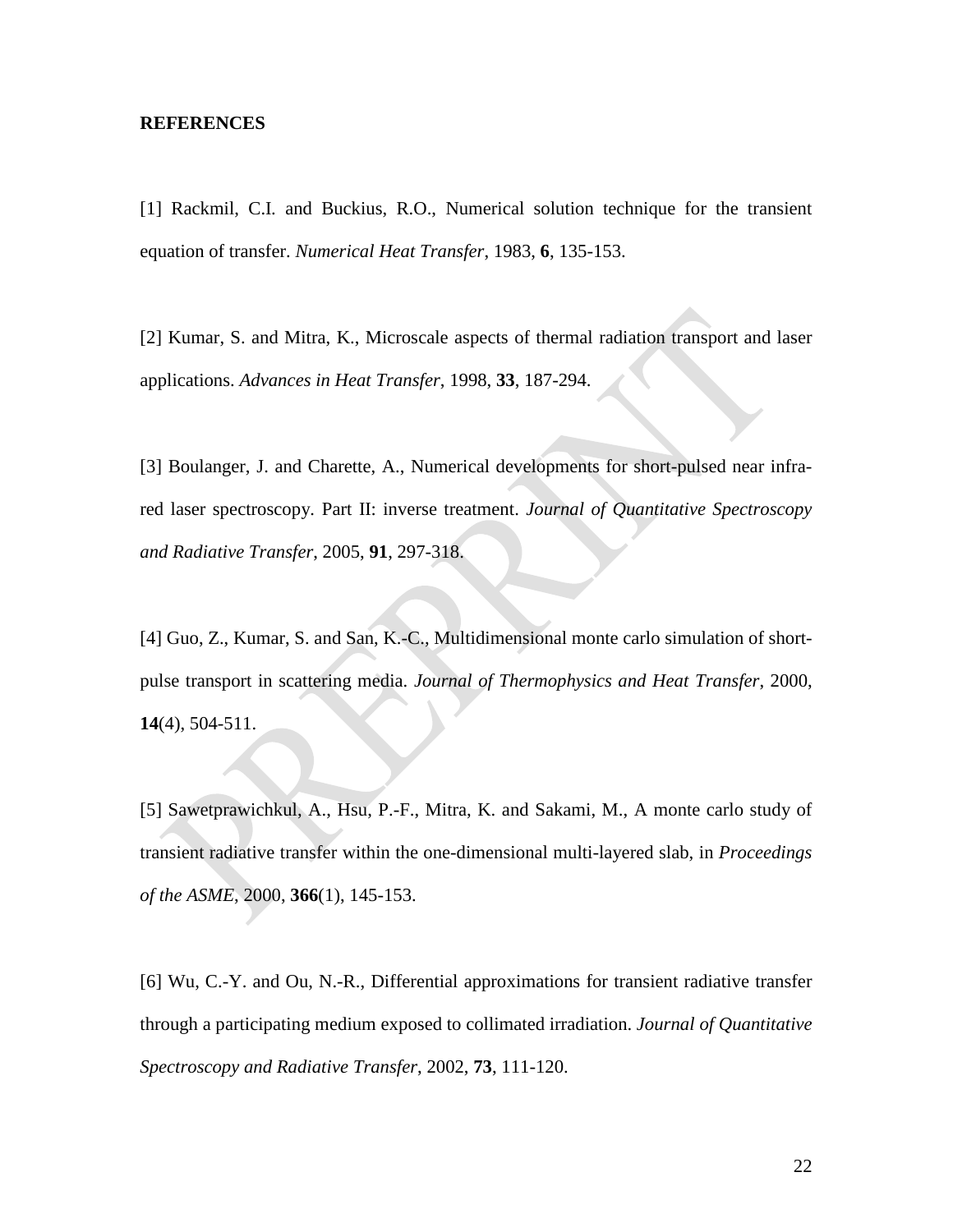**REFERENCES**

[1] Rackmil, C.I. and Buckius, R.O., Numerical solution technique for the transient equation of transfer. *Numerical Heat Transfer*, 1983, **6**, 135-153.

[2] Kumar, S. and Mitra, K., Microscale aspects of thermal radiation transport and laser applications. *Advances in Heat Transfer*, 1998, **33**, 187-294.

[3] Boulanger, J. and Charette, A., Numerical developments for short-pulsed near infra-red laser spectroscopy. Part II: inverse treatment. *Journal of Quantitative Spectroscopy and Radiative Transfer*, 2005, **91**, 297-318.

[4] Guo, Z., Kumar, S. and San, K.-C., Multidimensional monte carlo simulation of short-pulse transport in scattering media. *Journal of Thermophysics and Heat Transfer*, 2000, **14**(4), 504-511.

[5] Sawetprawichkul, A., Hsu, P.-F., Mitra, K. and Sakami, M., A monte carlo study of transient radiative transfer within the one-dimensional multi-layered slab, in *Proceedings of the ASME*, 2000, **366**(1), 145-153.

[6] Wu, C.-Y. and Ou, N.-R., Differential approximations for transient radiative transfer through a participating medium exposed to collimated irradiation. *Journal of Quantitative Spectroscopy and Radiative Transfer*, 2002, **73**, 111-120.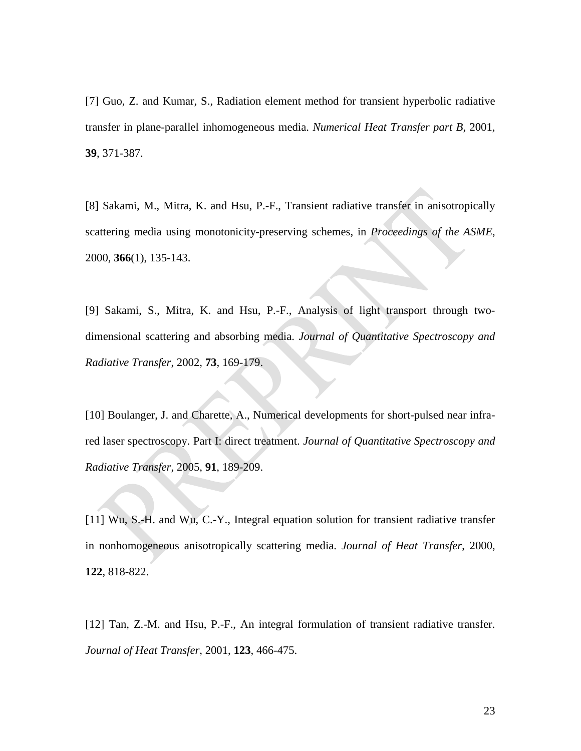[7] Guo, Z. and Kumar, S., Radiation element method for transient hyperbolic radiative transfer in plane-parallel inhomogeneous media. *Numerical Heat Transfer part B*, 2001, **39**, 371-387.

[8] Sakami, M., Mitra, K. and Hsu, P.-F., Transient radiative transfer in anisotropically scattering media using monotonicity-preserving schemes, in *Proceedings of the ASME*, 2000, **366**(1), 135-143.

[9] Sakami, S., Mitra, K. and Hsu, P.-F., Analysis of light transport through two-dimensional scattering and absorbing media. *Journal of Quantitative Spectroscopy and Radiative Transfer*, 2002, **73**, 169-179.

[10] Boulanger, J. and Charette, A., Numerical developments for short-pulsed near infra-red laser spectroscopy. Part I: direct treatment. *Journal of Quantitative Spectroscopy and Radiative Transfer*, 2005, **91**, 189-209.

[11] Wu, S.-H. and Wu, C.-Y., Integral equation solution for transient radiative transfer in nonhomogeneous anisotropically scattering media. *Journal of Heat Transfer*, 2000, **122**, 818-822.

[12] Tan, Z.-M. and Hsu, P.-F., An integral formulation of transient radiative transfer. *Journal of Heat Transfer*, 2001, **123**, 466-475.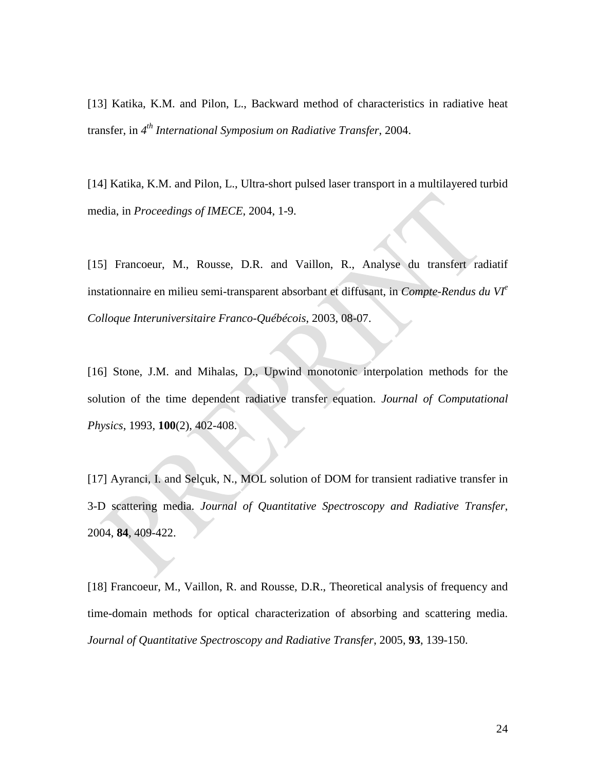[13] Katika, K.M. and Pilon, L., Backward method of characteristics in radiative heat transfer, in *4th International Symposium on Radiative Transfer*, 2004.

[14] Katika, K.M. and Pilon, L., Ultra-short pulsed laser transport in a multilayered turbid media, in *Proceedings of IMECE*, 2004, 1-9.

[15] Francoeur, M., Rousse, D.R. and Vaillon, R., Analyse du transfert radiatif instationnaire en milieu semi-transparent absorbant et diffusant, in *Compte-Rendus du VIe Colloque Interuniversitaire Franco-Québécois*, 2003, 08-07.

[16] Stone, J.M. and Mihalas, D., Upwind monotonic interpolation methods for the solution of the time dependent radiative transfer equation. *Journal of Computational Physics*, 1993, **100**(2), 402-408.

[17] Ayranci, I. and Selçuk, N., MOL solution of DOM for transient radiative transfer in 3-D scattering media. *Journal of Quantitative Spectroscopy and Radiative Transfer*, 2004, **84**, 409-422.

[18] Francoeur, M., Vaillon, R. and Rousse, D.R., Theoretical analysis of frequency and time-domain methods for optical characterization of absorbing and scattering media. *Journal of Quantitative Spectroscopy and Radiative Transfer*, 2005, **93**, 139-150.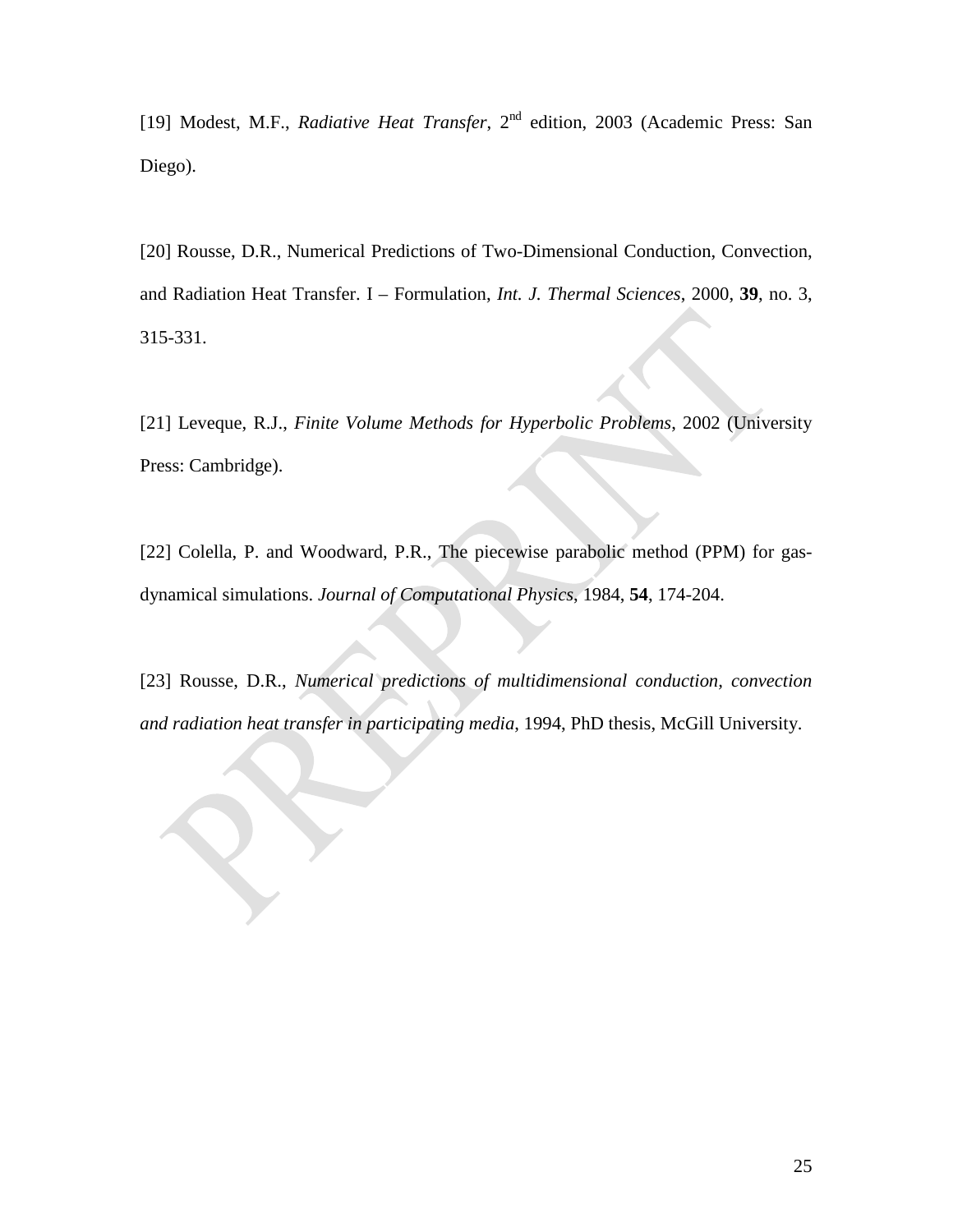[19] Modest, M.F., *Radiative Heat Transfer*, 2nd edition, 2003 (Academic Press: San Diego).

[20] Rousse, D.R., Numerical Predictions of Two-Dimensional Conduction, Convection, and Radiation Heat Transfer. I – Formulation, *Int. J. Thermal Sciences*, 2000, **39**, no. 3, 315-331.

[21] Leveque, R.J., *Finite Volume Methods for Hyperbolic Problems*, 2002 (University Press: Cambridge).

[22] Colella, P. and Woodward, P.R., The piecewise parabolic method (PPM) for gas-dynamical simulations. *Journal of Computational Physics*, 1984, **54**, 174-204.

[23] Rousse, D.R., *Numerical predictions of multidimensional conduction, convection and radiation heat transfer in participating media*, 1994, PhD thesis, McGill University.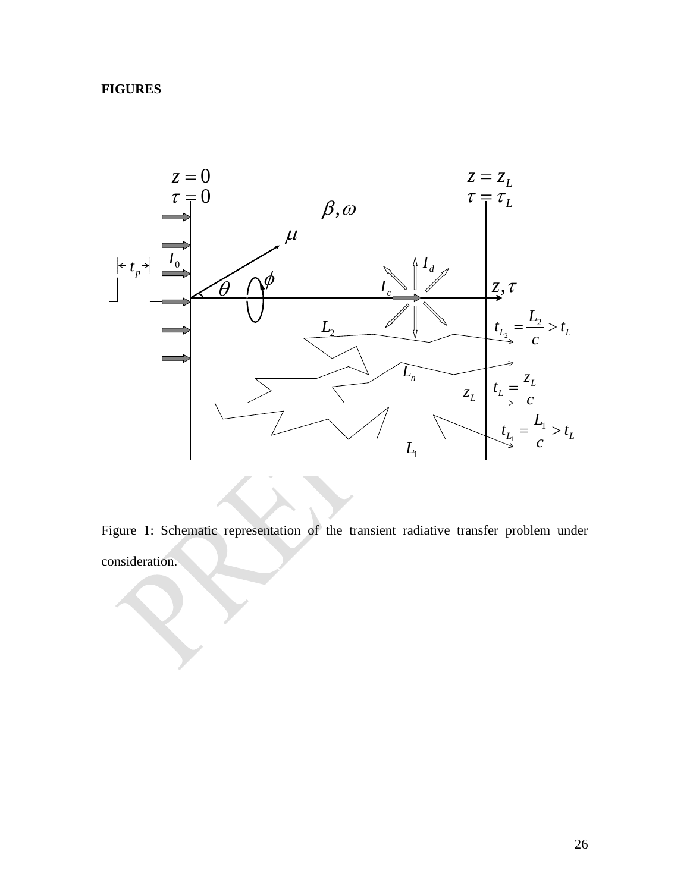**FIGURES**

Figure 1: Schematic representation of the transient radiative transfer problem under consideration.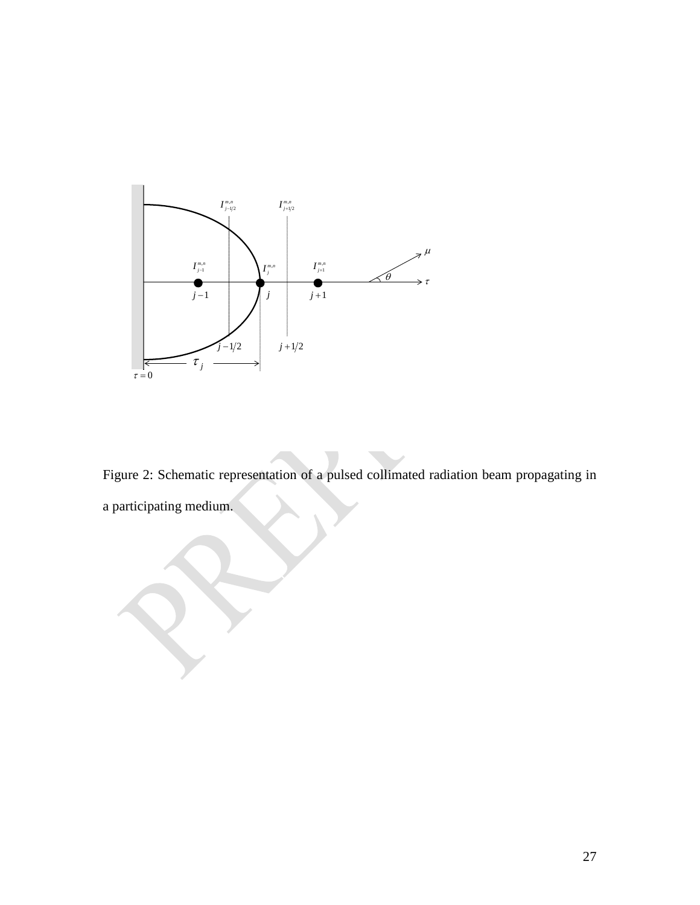Figure 2: Schematic representation of a pulsed collimated radiation beam propagating in a participating medium.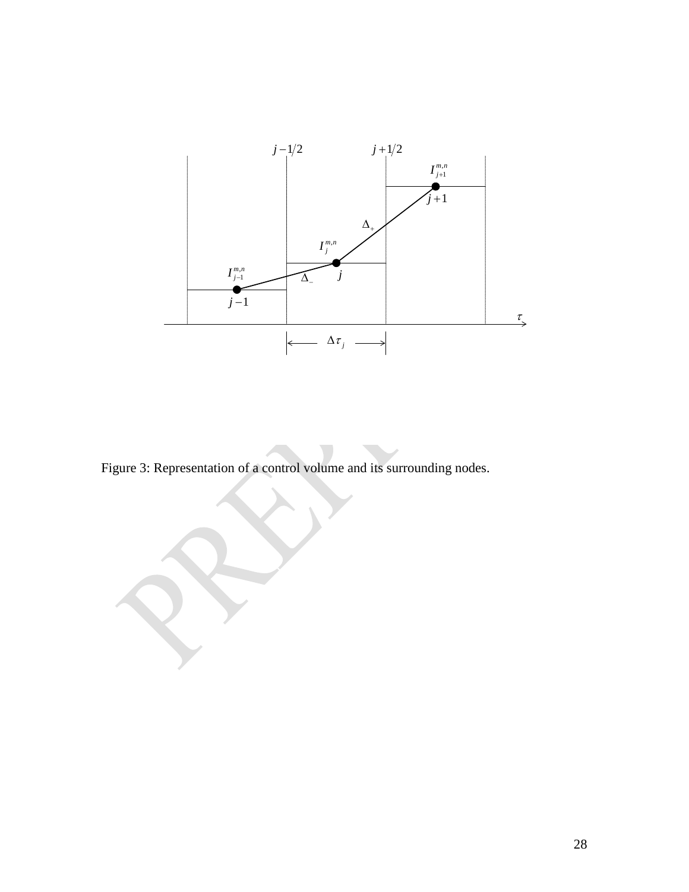Figure 3: Representation of a control volume and its surrounding nodes.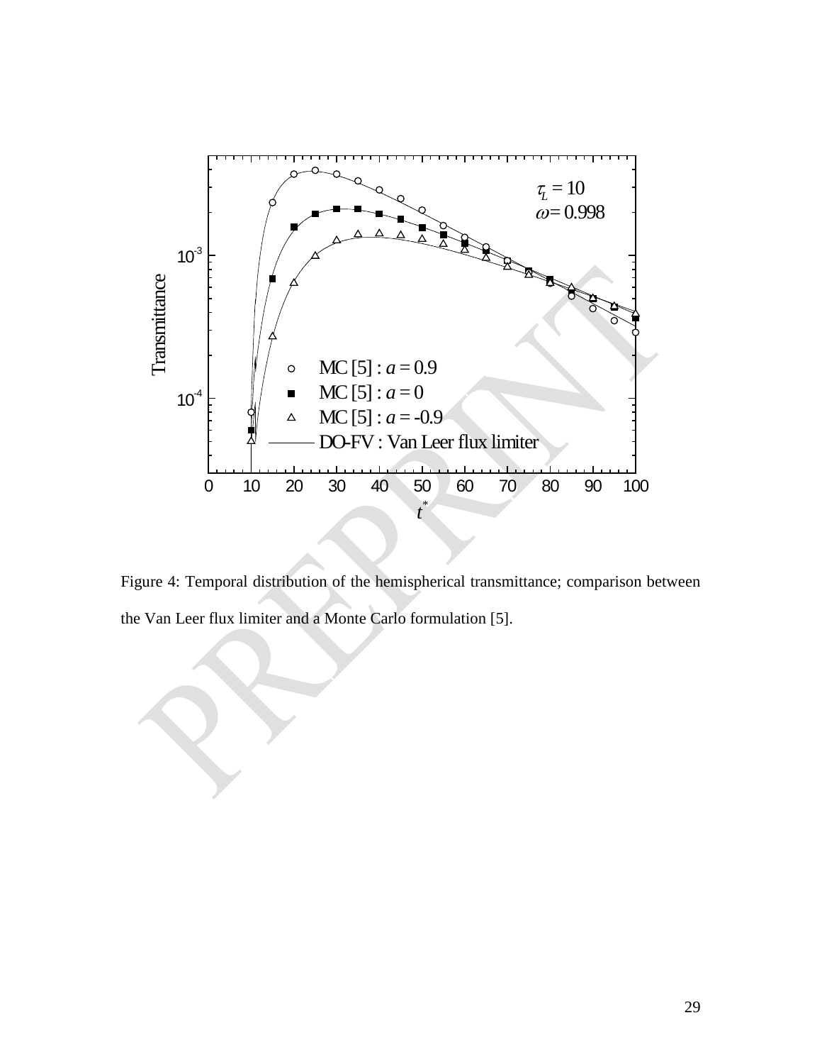Figure 4: Temporal distribution of the hemispherical transmittance; comparison between the Van Leer flux limiter and a Monte Carlo formulation [5].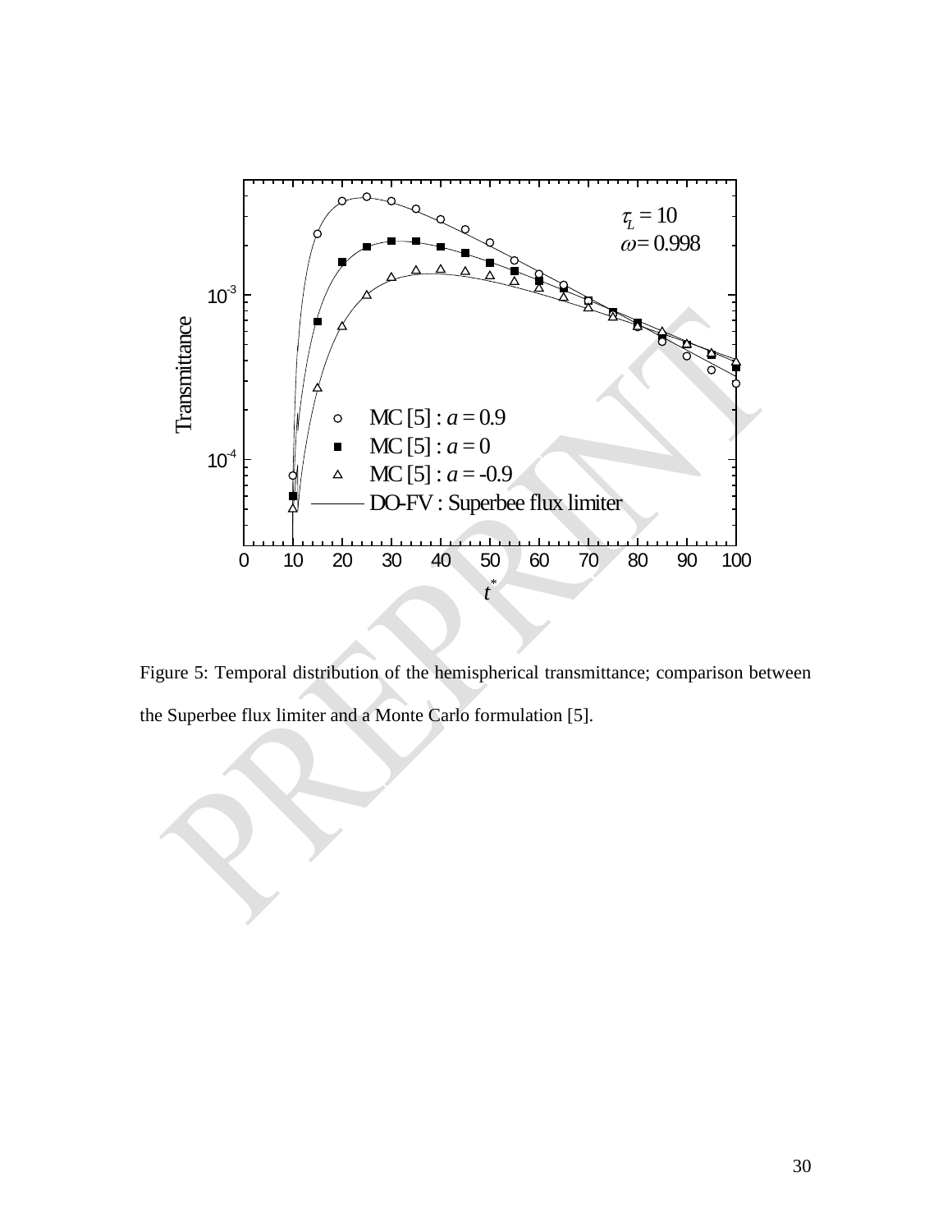Figure 5: Temporal distribution of the hemispherical transmittance; comparison between the Superbee flux limiter and a Monte Carlo formulation [5].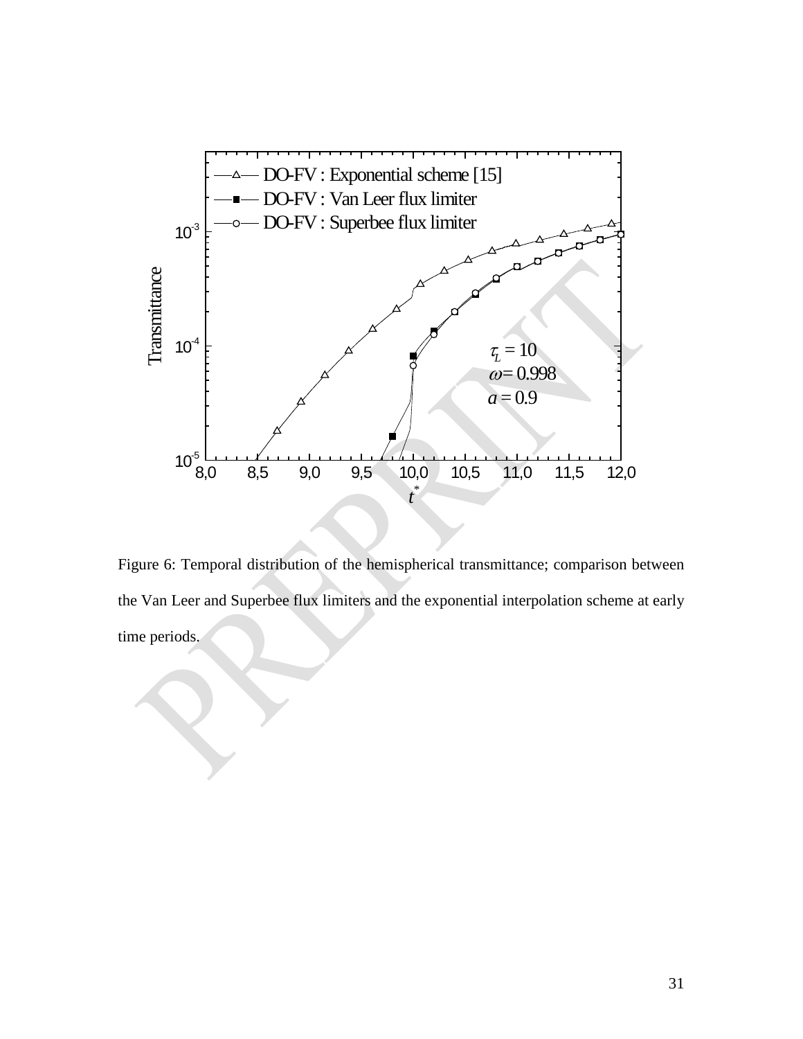Figure 6: Temporal distribution of the hemispherical transmittance; comparison between the Van Leer and Superbee flux limiters and the exponential interpolation scheme at early time periods.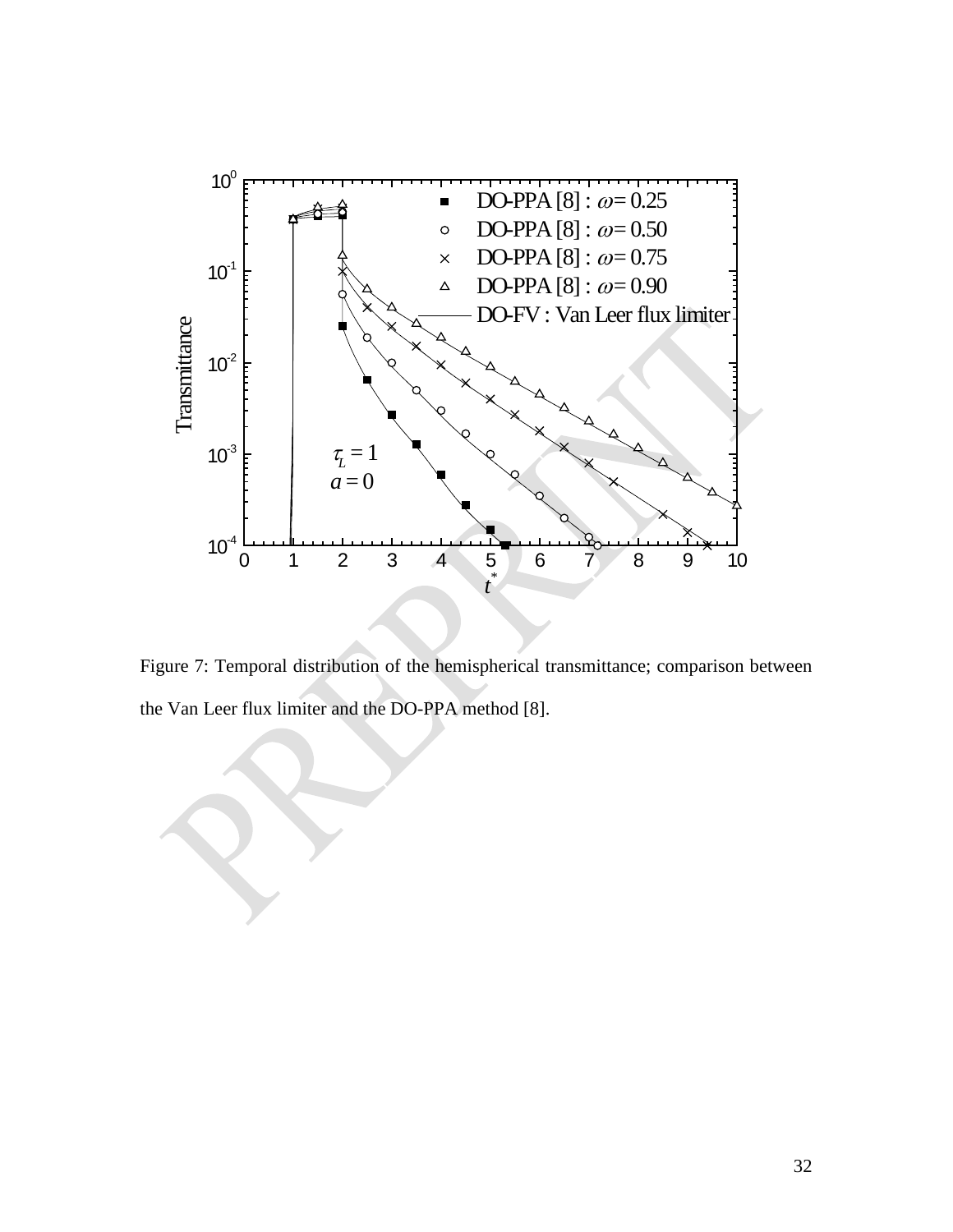Figure 7: Temporal distribution of the hemispherical transmittance; comparison between the Van Leer flux limiter and the DO-PPA method [8].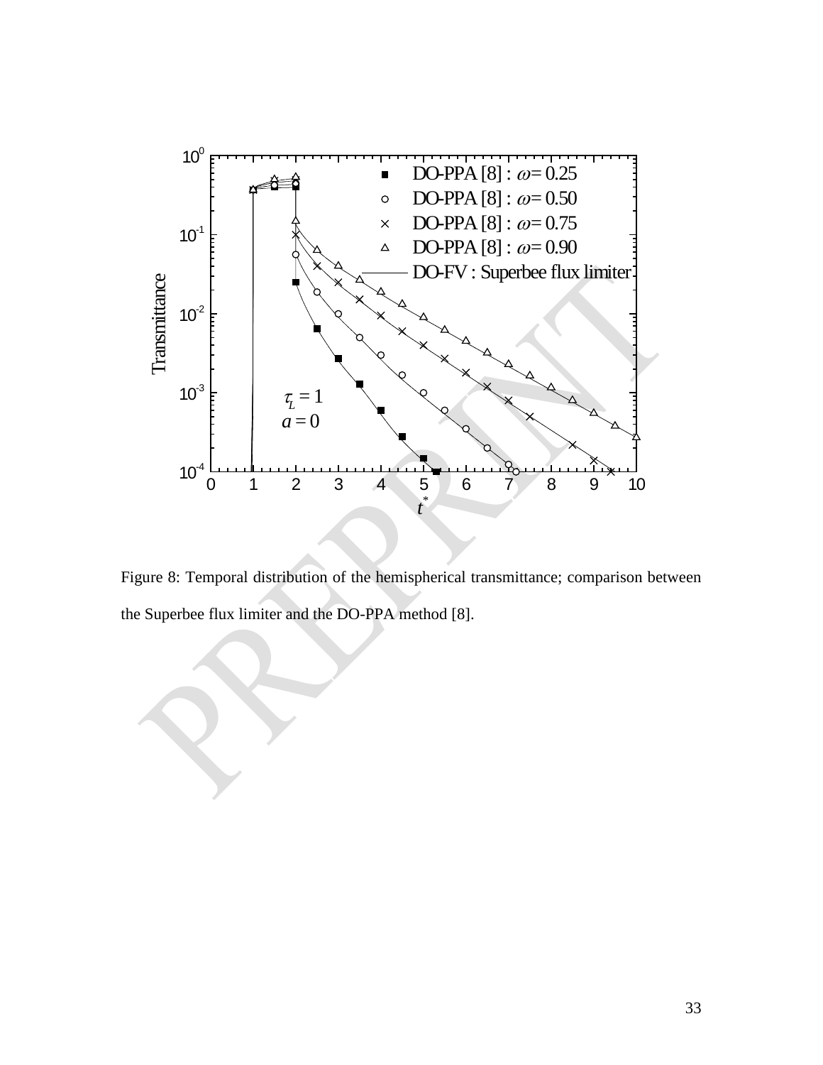Figure 8: Temporal distribution of the hemispherical transmittance; comparison between the Superbee flux limiter and the DO-PPA method [8].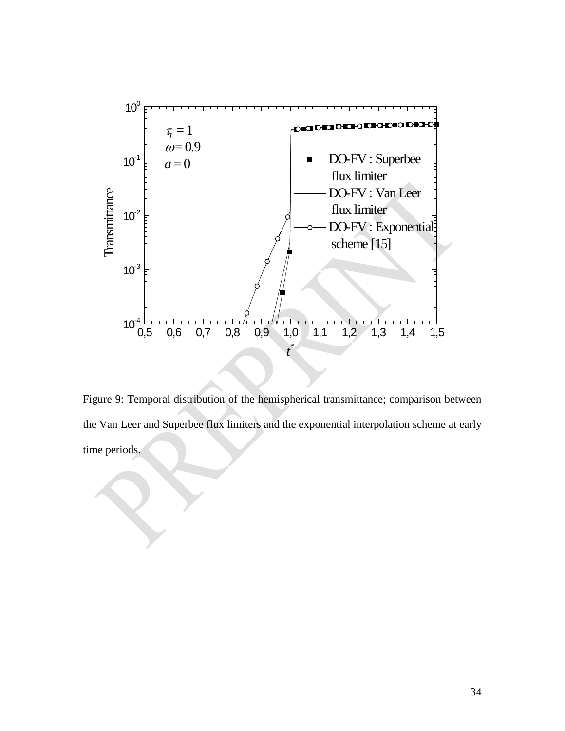$10^{0}$

$10^{-1}$

$10^{-2}$

$10^{-3}$

$10^{-4}$

Transmittance

0,5 0,6 0,7 0,8 0,9 1,0 1,1 1,2 1,3 1,4 1,5

$t^{*}$

$\tau_L = 1$

$\omega = 0.9$

$a = 0$

DO-FV : Superbee flux limiter

DO-FV : Van Leer flux limiter

DO-FV : Exponential scheme [15]

Figure 9: Temporal distribution of the hemispherical transmittance; comparison between the Van Leer and Superbee flux limiters and the exponential interpolation scheme at early time periods.